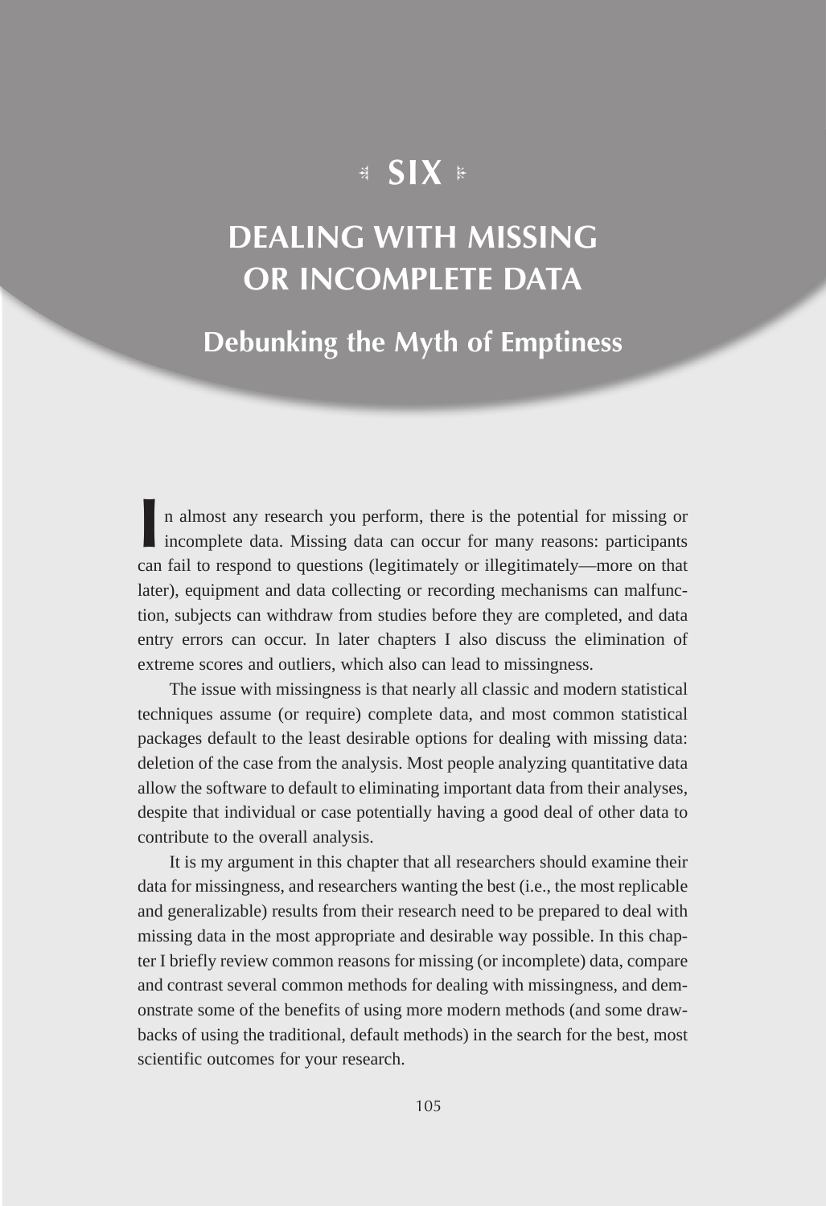# SIX

# DEALING WITH MISSING OR INCOMPLETE DATA

## Debunking the Myth of Emptiness

In almost any research you perform, there is the potential for missing or incomplete data. Missing data can occur for many reasons: participants can fail to respond to questions (legitimately or illegitimately—more on that later), equipment and data collecting or recording mechanisms can malfunction, subjects can withdraw from studies before they are completed, and data entry errors can occur. In later chapters I also discuss the elimination of extreme scores and outliers, which also can lead to missingness.

The issue with missingness is that nearly all classic and modern statistical techniques assume (or require) complete data, and most common statistical packages default to the least desirable options for dealing with missing data: deletion of the case from the analysis. Most people analyzing quantitative data allow the software to default to eliminating important data from their analyses, despite that individual or case potentially having a good deal of other data to contribute to the overall analysis.

It is my argument in this chapter that all researchers should examine their data for missingness, and researchers wanting the best (i.e., the most replicable and generalizable) results from their research need to be prepared to deal with missing data in the most appropriate and desirable way possible. In this chapter I briefly review common reasons for missing (or incomplete) data, compare and contrast several common methods for dealing with missingness, and demonstrate some of the benefits of using more modern methods (and some drawbacks of using the traditional, default methods) in the search for the best, most scientific outcomes for your research.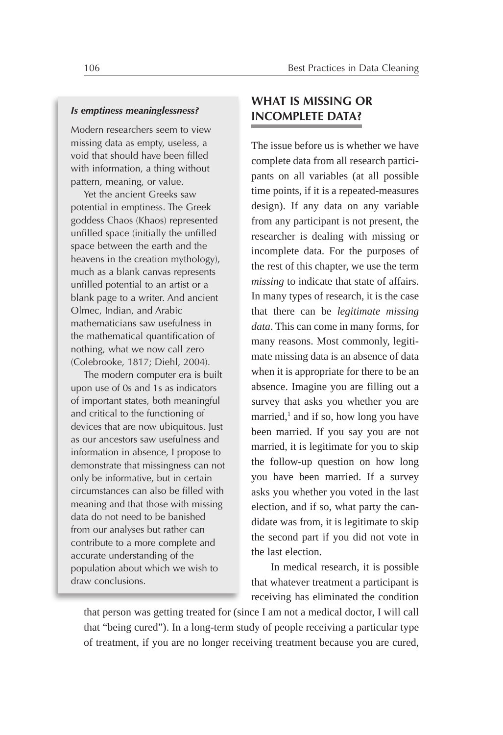***Is emptiness meaninglessness?***

Modern researchers seem to view missing data as empty, useless, a void that should have been filled with information, a thing without pattern, meaning, or value.

Yet the ancient Greeks saw potential in emptiness. The Greek goddess Chaos (Khaos) represented unfilled space (initially the unfilled space between the earth and the heavens in the creation mythology), much as a blank canvas represents unfilled potential to an artist or a blank page to a writer. And ancient Olmec, Indian, and Arabic mathematicians saw usefulness in the mathematical quantification of nothing, what we now call zero (Colebrooke, 1817; Diehl, 2004).

The modern computer era is built upon use of 0s and 1s as indicators of important states, both meaningful and critical to the functioning of devices that are now ubiquitous. Just as our ancestors saw usefulness and information in absence, I propose to demonstrate that missingness can not only be informative, but in certain circumstances can also be filled with meaning and that those with missing data do not need to be banished from our analyses but rather can contribute to a more complete and accurate understanding of the population about which we wish to draw conclusions.

## WHAT IS MISSING OR INCOMPLETE DATA?

The issue before us is whether we have complete data from all research participants on all variables (at all possible time points, if it is a repeated-measures design). If any data on any variable from any participant is not present, the researcher is dealing with missing or incomplete data. For the purposes of the rest of this chapter, we use the term *missing* to indicate that state of affairs. In many types of research, it is the case that there can be *legitimate missing data*. This can come in many forms, for many reasons. Most commonly, legitimate missing data is an absence of data when it is appropriate for there to be an absence. Imagine you are filling out a survey that asks you whether you are married,[1] and if so, how long you have been married. If you say you are not married, it is legitimate for you to skip the follow-up question on how long you have been married. If a survey asks you whether you voted in the last election, and if so, what party the candidate was from, it is legitimate to skip the second part if you did not vote in the last election.

In medical research, it is possible that whatever treatment a participant is receiving has eliminated the condition that person was getting treated for (since I am not a medical doctor, I will call that "being cured"). In a long-term study of people receiving a particular type of treatment, if you are no longer receiving treatment because you are cured,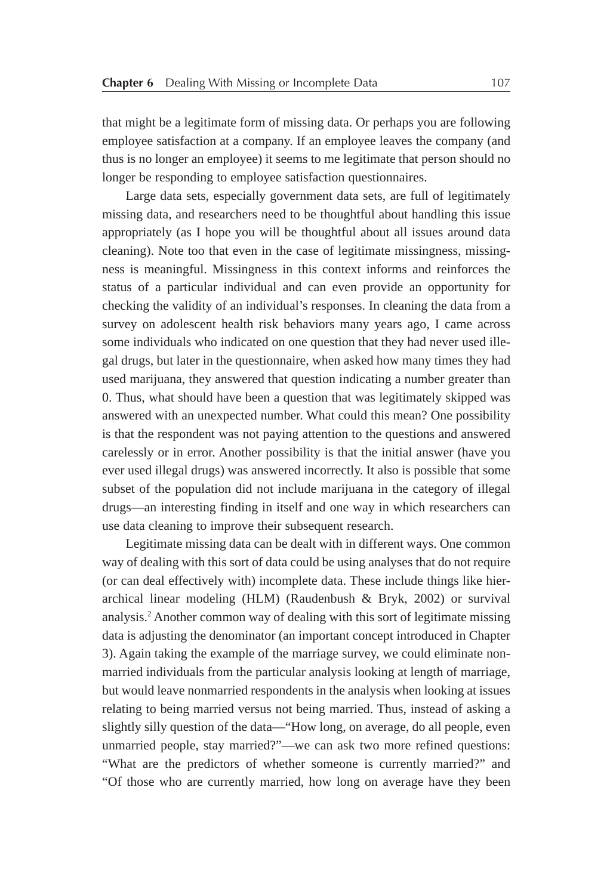that might be a legitimate form of missing data. Or perhaps you are following employee satisfaction at a company. If an employee leaves the company (and thus is no longer an employee) it seems to me legitimate that person should no longer be responding to employee satisfaction questionnaires.

Large data sets, especially government data sets, are full of legitimately missing data, and researchers need to be thoughtful about handling this issue appropriately (as I hope you will be thoughtful about all issues around data cleaning). Note too that even in the case of legitimate missingness, missingness is meaningful. Missingness in this context informs and reinforces the status of a particular individual and can even provide an opportunity for checking the validity of an individual's responses. In cleaning the data from a survey on adolescent health risk behaviors many years ago, I came across some individuals who indicated on one question that they had never used illegal drugs, but later in the questionnaire, when asked how many times they had used marijuana, they answered that question indicating a number greater than 0. Thus, what should have been a question that was legitimately skipped was answered with an unexpected number. What could this mean? One possibility is that the respondent was not paying attention to the questions and answered carelessly or in error. Another possibility is that the initial answer (have you ever used illegal drugs) was answered incorrectly. It also is possible that some subset of the population did not include marijuana in the category of illegal drugs—an interesting finding in itself and one way in which researchers can use data cleaning to improve their subsequent research.

Legitimate missing data can be dealt with in different ways. One common way of dealing with this sort of data could be using analyses that do not require (or can deal effectively with) incomplete data. These include things like hierarchical linear modeling (HLM) (Raudenbush & Bryk, 2002) or survival analysis.[2] Another common way of dealing with this sort of legitimate missing data is adjusting the denominator (an important concept introduced in Chapter 3). Again taking the example of the marriage survey, we could eliminate nonmarried individuals from the particular analysis looking at length of marriage, but would leave nonmarried respondents in the analysis when looking at issues relating to being married versus not being married. Thus, instead of asking a slightly silly question of the data—"How long, on average, do all people, even unmarried people, stay married?"—we can ask two more refined questions: "What are the predictors of whether someone is currently married?" and "Of those who are currently married, how long on average have they been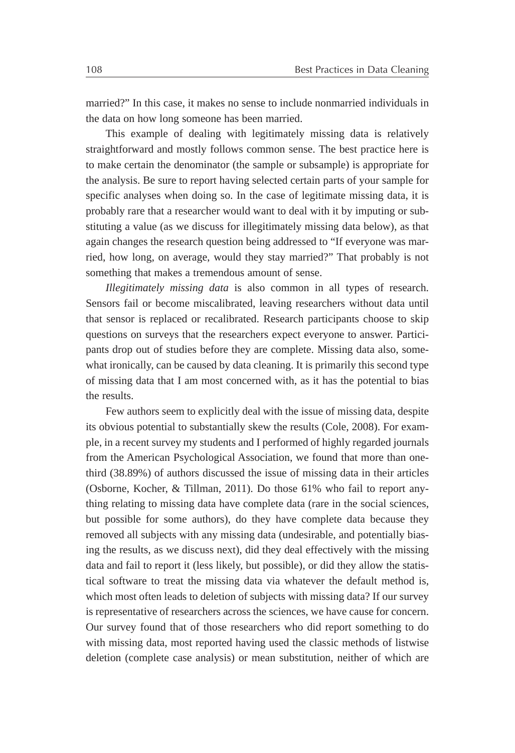married?" In this case, it makes no sense to include nonmarried individuals in the data on how long someone has been married.

This example of dealing with legitimately missing data is relatively straightforward and mostly follows common sense. The best practice here is to make certain the denominator (the sample or subsample) is appropriate for the analysis. Be sure to report having selected certain parts of your sample for specific analyses when doing so. In the case of legitimate missing data, it is probably rare that a researcher would want to deal with it by imputing or substituting a value (as we discuss for illegitimately missing data below), as that again changes the research question being addressed to "If everyone was married, how long, on average, would they stay married?" That probably is not something that makes a tremendous amount of sense.

*Illegitimately missing data* is also common in all types of research. Sensors fail or become miscalibrated, leaving researchers without data until that sensor is replaced or recalibrated. Research participants choose to skip questions on surveys that the researchers expect everyone to answer. Participants drop out of studies before they are complete. Missing data also, somewhat ironically, can be caused by data cleaning. It is primarily this second type of missing data that I am most concerned with, as it has the potential to bias the results.

Few authors seem to explicitly deal with the issue of missing data, despite its obvious potential to substantially skew the results (Cole, 2008). For example, in a recent survey my students and I performed of highly regarded journals from the American Psychological Association, we found that more than one-third (38.89%) of authors discussed the issue of missing data in their articles (Osborne, Kocher, & Tillman, 2011). Do those 61% who fail to report anything relating to missing data have complete data (rare in the social sciences, but possible for some authors), do they have complete data because they removed all subjects with any missing data (undesirable, and potentially biasing the results, as we discuss next), did they deal effectively with the missing data and fail to report it (less likely, but possible), or did they allow the statistical software to treat the missing data via whatever the default method is, which most often leads to deletion of subjects with missing data? If our survey is representative of researchers across the sciences, we have cause for concern. Our survey found that of those researchers who did report something to do with missing data, most reported having used the classic methods of listwise deletion (complete case analysis) or mean substitution, neither of which are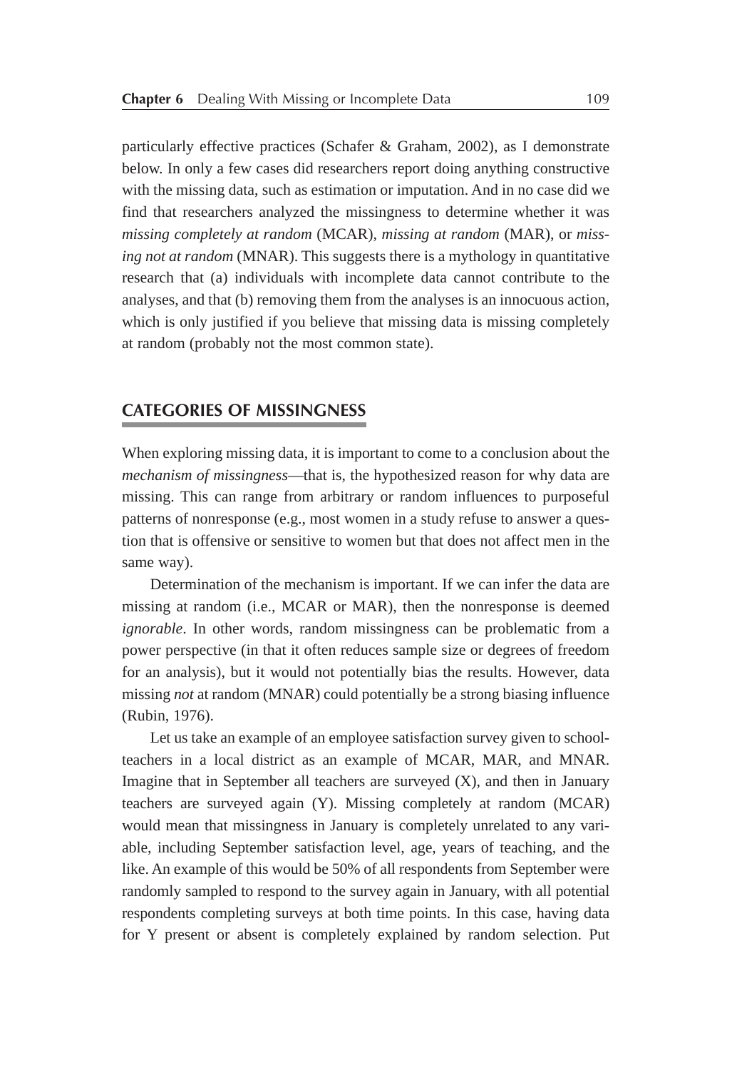particularly effective practices (Schafer & Graham, 2002), as I demonstrate below. In only a few cases did researchers report doing anything constructive with the missing data, such as estimation or imputation. And in no case did we find that researchers analyzed the missingness to determine whether it was *missing completely at random* (MCAR), *missing at random* (MAR), or *missing not at random* (MNAR). This suggests there is a mythology in quantitative research that (a) individuals with incomplete data cannot contribute to the analyses, and that (b) removing them from the analyses is an innocuous action, which is only justified if you believe that missing data is missing completely at random (probably not the most common state).

## CATEGORIES OF MISSINGNESS

When exploring missing data, it is important to come to a conclusion about the *mechanism of missingness*—that is, the hypothesized reason for why data are missing. This can range from arbitrary or random influences to purposeful patterns of nonresponse (e.g., most women in a study refuse to answer a question that is offensive or sensitive to women but that does not affect men in the same way).

Determination of the mechanism is important. If we can infer the data are missing at random (i.e., MCAR or MAR), then the nonresponse is deemed *ignorable*. In other words, random missingness can be problematic from a power perspective (in that it often reduces sample size or degrees of freedom for an analysis), but it would not potentially bias the results. However, data missing *not* at random (MNAR) could potentially be a strong biasing influence (Rubin, 1976).

Let us take an example of an employee satisfaction survey given to schoolteachers in a local district as an example of MCAR, MAR, and MNAR. Imagine that in September all teachers are surveyed (X), and then in January teachers are surveyed again (Y). Missing completely at random (MCAR) would mean that missingness in January is completely unrelated to any variable, including September satisfaction level, age, years of teaching, and the like. An example of this would be 50% of all respondents from September were randomly sampled to respond to the survey again in January, with all potential respondents completing surveys at both time points. In this case, having data for Y present or absent is completely explained by random selection. Put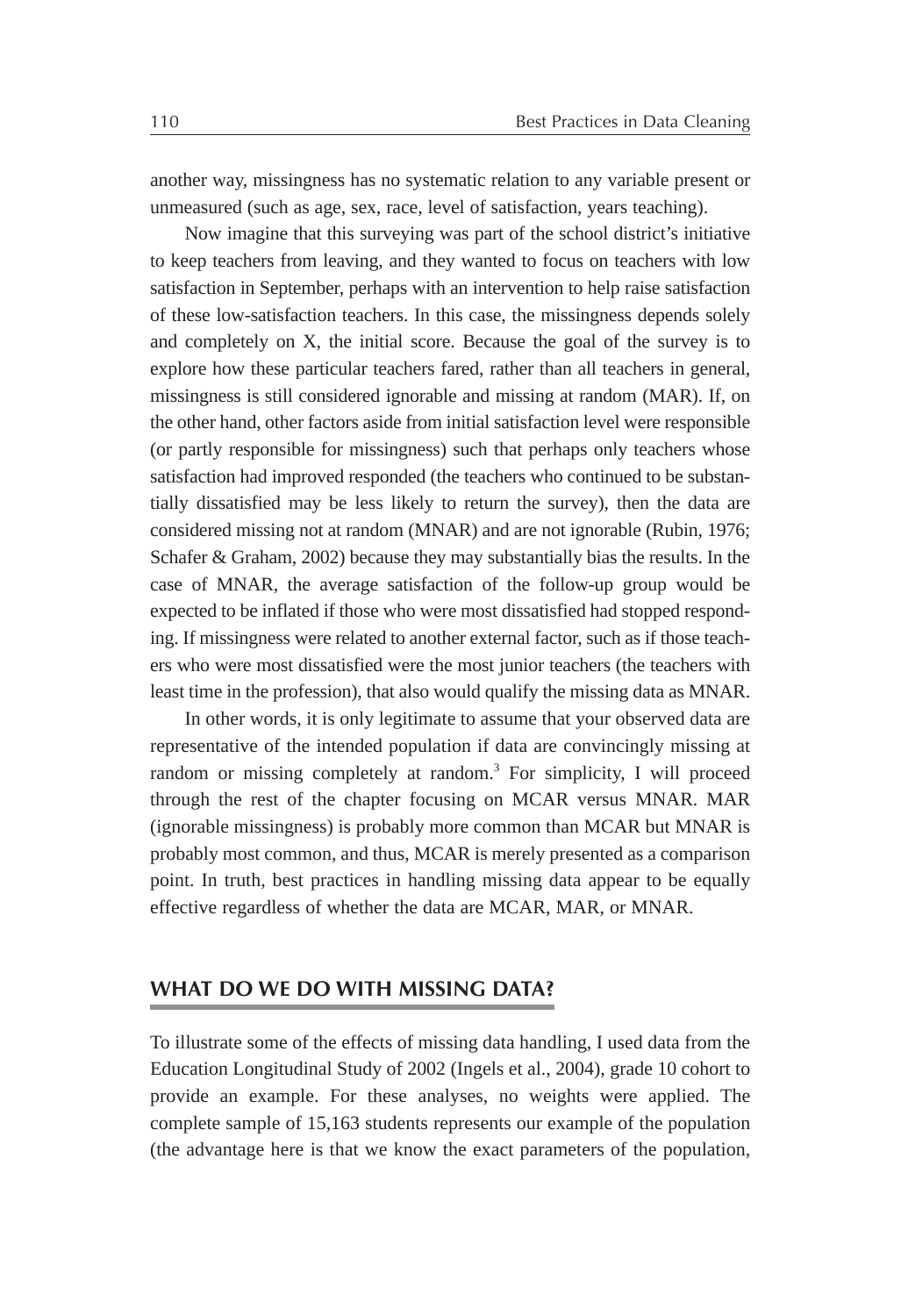another way, missingness has no systematic relation to any variable present or unmeasured (such as age, sex, race, level of satisfaction, years teaching).

Now imagine that this surveying was part of the school district's initiative to keep teachers from leaving, and they wanted to focus on teachers with low satisfaction in September, perhaps with an intervention to help raise satisfaction of these low-satisfaction teachers. In this case, the missingness depends solely and completely on X, the initial score. Because the goal of the survey is to explore how these particular teachers fared, rather than all teachers in general, missingness is still considered ignorable and missing at random (MAR). If, on the other hand, other factors aside from initial satisfaction level were responsible (or partly responsible for missingness) such that perhaps only teachers whose satisfaction had improved responded (the teachers who continued to be substantially dissatisfied may be less likely to return the survey), then the data are considered missing not at random (MNAR) and are not ignorable (Rubin, 1976; Schafer & Graham, 2002) because they may substantially bias the results. In the case of MNAR, the average satisfaction of the follow-up group would be expected to be inflated if those who were most dissatisfied had stopped responding. If missingness were related to another external factor, such as if those teachers who were most dissatisfied were the most junior teachers (the teachers with least time in the profession), that also would qualify the missing data as MNAR.

In other words, it is only legitimate to assume that your observed data are representative of the intended population if data are convincingly missing at random or missing completely at random.[3] For simplicity, I will proceed through the rest of the chapter focusing on MCAR versus MNAR. MAR (ignorable missingness) is probably more common than MCAR but MNAR is probably most common, and thus, MCAR is merely presented as a comparison point. In truth, best practices in handling missing data appear to be equally effective regardless of whether the data are MCAR, MAR, or MNAR.

## WHAT DO WE DO WITH MISSING DATA?

To illustrate some of the effects of missing data handling, I used data from the Education Longitudinal Study of 2002 (Ingels et al., 2004), grade 10 cohort to provide an example. For these analyses, no weights were applied. The complete sample of 15,163 students represents our example of the population (the advantage here is that we know the exact parameters of the population,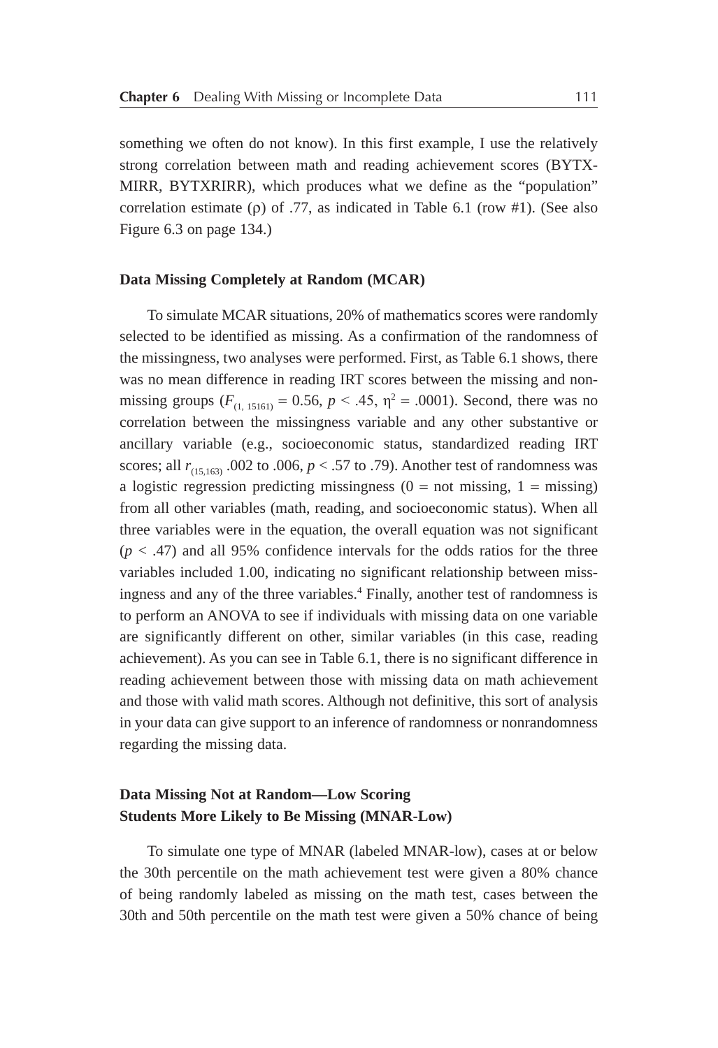something we often do not know). In this first example, I use the relatively strong correlation between math and reading achievement scores (BYTX-MIRR, BYTXRIRR), which produces what we define as the "population" correlation estimate ($\rho$) of .77, as indicated in Table 6.1 (row #1). (See also Figure 6.3 on page 134.)

### Data Missing Completely at Random (MCAR)

To simulate MCAR situations, 20% of mathematics scores were randomly selected to be identified as missing. As a confirmation of the randomness of the missingness, two analyses were performed. First, as Table 6.1 shows, there was no mean difference in reading IRT scores between the missing and non-missing groups ($F_{(1,\ 15161)} = 0.56$, $p < .45$, $\eta^2 = .0001$). Second, there was no correlation between the missingness variable and any other substantive or ancillary variable (e.g., socioeconomic status, standardized reading IRT scores; all $r_{(15,163)}$ .002 to .006, $p < .57$ to .79). Another test of randomness was a logistic regression predicting missingness (0 = not missing, 1 = missing) from all other variables (math, reading, and socioeconomic status). When all three variables were in the equation, the overall equation was not significant ($p < .47$) and all 95% confidence intervals for the odds ratios for the three variables included 1.00, indicating no significant relationship between missingness and any of the three variables.[4] Finally, another test of randomness is to perform an ANOVA to see if individuals with missing data on one variable are significantly different on other, similar variables (in this case, reading achievement). As you can see in Table 6.1, there is no significant difference in reading achievement between those with missing data on math achievement and those with valid math scores. Although not definitive, this sort of analysis in your data can give support to an inference of randomness or nonrandomness regarding the missing data.

### Data Missing Not at Random—Low Scoring Students More Likely to Be Missing (MNAR-Low)

To simulate one type of MNAR (labeled MNAR-low), cases at or below the 30th percentile on the math achievement test were given a 80% chance of being randomly labeled as missing on the math test, cases between the 30th and 50th percentile on the math test were given a 50% chance of being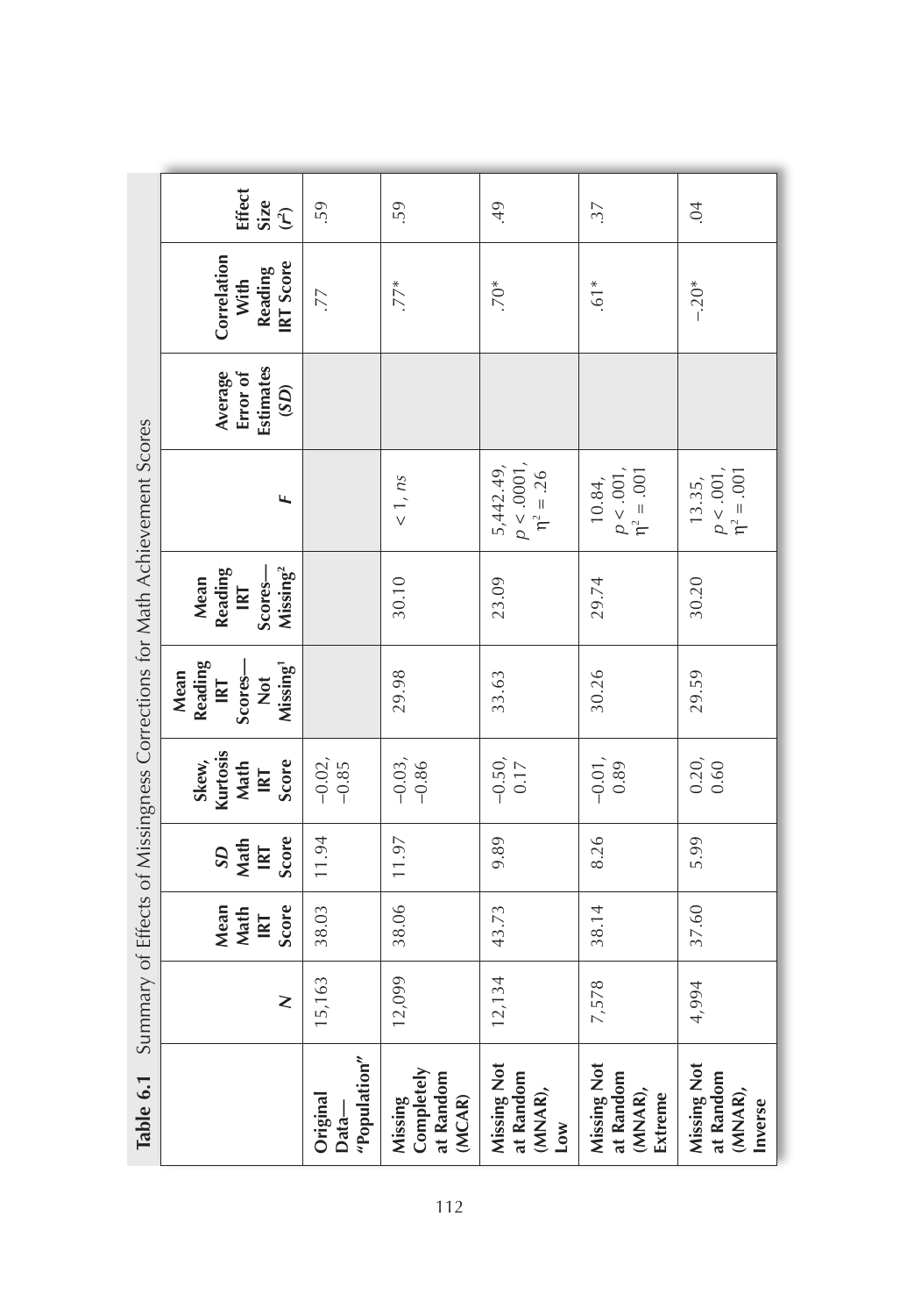**Table 6.1** Summary of Effects of Missingness Corrections for Math Achievement Scores

| | *N* | Mean Math IRT Score | *SD* Math IRT Score | Skew, Kurtosis Math IRT Score | Mean Reading IRT Scores—Not Missing[1] | Mean Reading IRT Scores—Missing[2] | *F* | Average Error of Estimates (*SD*) | Correlation With Reading IRT Score | Effect Size ($r^2$) |
|---|---|---|---|---|---|---|---|---|---|---|
| **Original Data—"Population"** | 15,163 | 38.03 | 11.94 | −0.02, −0.85 | | | | | .77 | .59 |
| **Missing Completely at Random (MCAR)** | 12,099 | 38.06 | 11.97 | −0.03, −0.86 | 29.98 | 30.10 | < 1, *ns* | | .77* | .59 |
| **Missing Not at Random (MNAR), Low** | 12,134 | 43.73 | 9.89 | −0.50, 0.17 | 33.63 | 23.09 | 5,442.49, $p < .0001$, $\eta^2 = .26$ | | .70* | .49 |
| **Missing Not at Random (MNAR), Extreme** | 7,578 | 38.14 | 8.26 | −0.01, 0.89 | 30.26 | 29.74 | 10.84, $p < .001$, $\eta^2 = .001$ | | .61* | .37 |
| **Missing Not at Random (MNAR), Inverse** | 4,994 | 37.60 | 5.99 | 0.20, 0.60 | 29.59 | 30.20 | 13.35, $p < .001$, $\eta^2 = .001$ | | −.20* | .04 |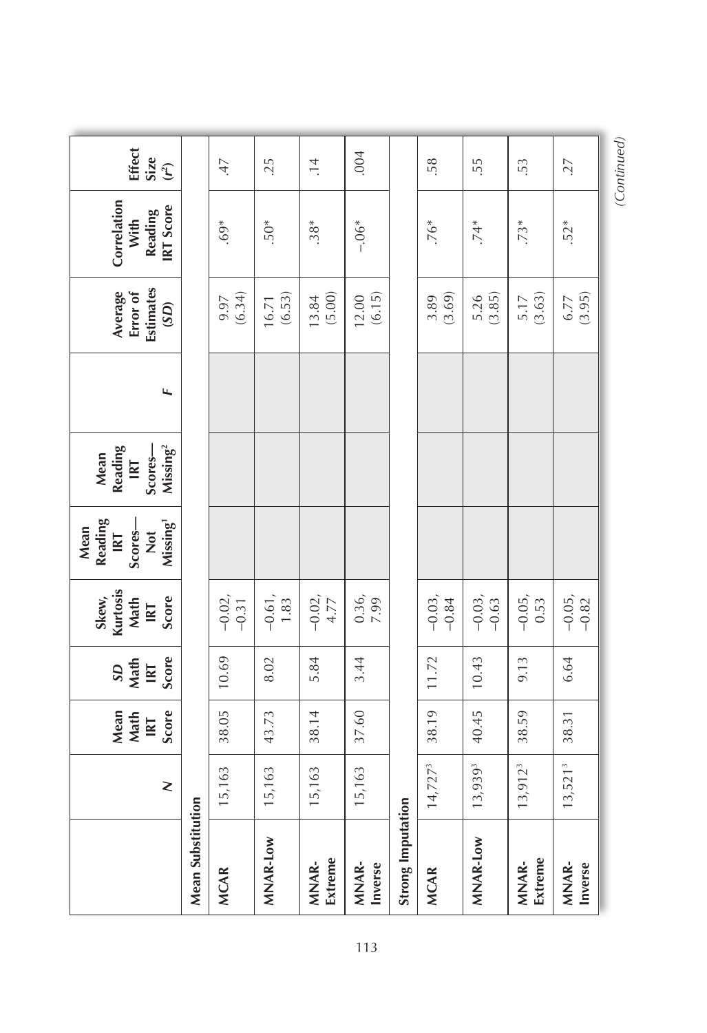| | *N* | Mean Math IRT Score | *SD* Math IRT Score | Skew, Kurtosis Math IRT Score | Mean Reading IRT Scores—Not Missing[1] | Mean Reading IRT Scores—Missing[2] | *F* | Average Error of Estimates (*SD*) | Correlation With Reading IRT Score | Effect Size ($r^2$) |
|---|---|---|---|---|---|---|---|---|---|---|
| **Mean Substitution** | | | | | | | | | | |
| **MCAR** | 15,163 | 38.05 | 10.69 | −0.02, −0.31 | | | | 9.97 (6.34) | .69* | .47 |
| **MNAR-Low** | 15,163 | 43.73 | 8.02 | −0.61, 1.83 | | | | 16.71 (6.53) | .50* | .25 |
| **MNAR-Extreme** | 15,163 | 38.14 | 5.84 | −0.02, 4.77 | | | | 13.84 (5.00) | .38* | .14 |
| **MNAR-Inverse** | 15,163 | 37.60 | 3.44 | 0.36, 7.99 | | | | 12.00 (6.15) | −.06* | .004 |
| **Strong Imputation** | | | | | | | | | | |
| **MCAR** | 14,727[3] | 38.19 | 11.72 | −0.03, −0.84 | | | | 3.89 (3.69) | .76* | .58 |
| **MNAR-Low** | 13,939[3] | 40.45 | 10.43 | −0.03, −0.63 | | | | 5.26 (3.85) | .74* | .55 |
| **MNAR-Extreme** | 13,912[3] | 38.59 | 9.13 | −0.05, 0.53 | | | | 5.17 (3.63) | .73* | .53 |
| **MNAR-Inverse** | 13,521[3] | 38.31 | 6.64 | −0.05, −0.82 | | | | 6.77 (3.95) | .52* | .27 |

*(Continued)*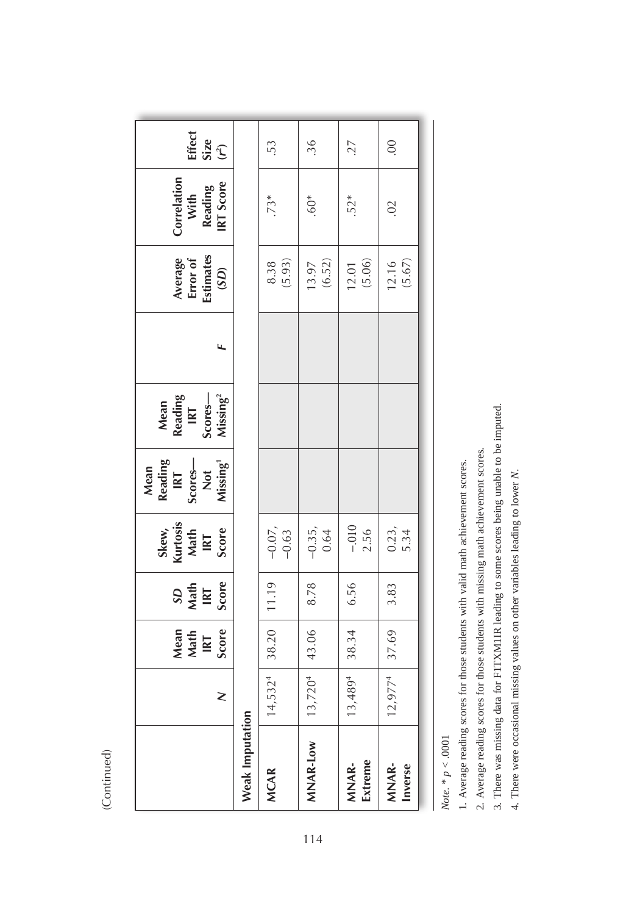(Continued)

| | $N$ | Mean Math IRT Score | $SD$ Math IRT Score | Skew, Kurtosis Math IRT Score | Mean Reading IRT Scores—Not Missing[1] | Mean Reading IRT Scores—Missing[2] | $F$ | Average Error of Estimates ($SD$) | Correlation With Reading IRT Score | Effect Size ($r^2$) |
|---|---|---|---|---|---|---|---|---|---|---|
| **Weak Imputation** | | | | | | | | | | |
| **MCAR** | 14,532[4] | 38.20 | 11.19 | −0.07, −0.63 | | | | 8.38 (5.93) | .73* | .53 |
| **MNAR-Low** | 13,720[4] | 43.06 | 8.78 | −0.35, 0.64 | | | | 13.97 (6.52) | .60* | .36 |
| **MNAR-Extreme** | 13,489[4] | 38.34 | 6.56 | −.010 2.56 | | | | 12.01 (5.06) | .52* | .27 |
| **MNAR-Inverse** | 12,977[4] | 37.69 | 3.83 | 0.23, 5.34 | | | | 12.16 (5.67) | .02 | .00 |

*Note.* * $p < .0001$

1. Average reading scores for those students with valid math achievement scores.
2. Average reading scores for those students with missing math achievement scores.
3. There was missing data for F1TXM1IR leading to some scores being unable to be imputed.
4. There were occasional missing values on other variables leading to lower $N$.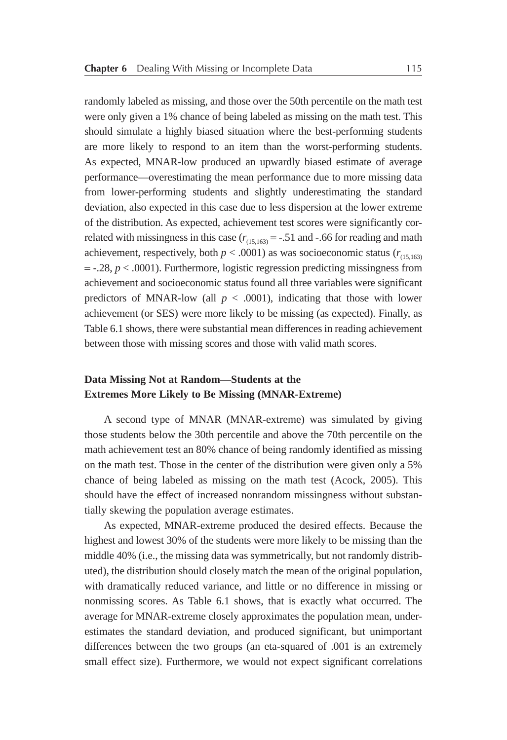randomly labeled as missing, and those over the 50th percentile on the math test were only given a 1% chance of being labeled as missing on the math test. This should simulate a highly biased situation where the best-performing students are more likely to respond to an item than the worst-performing students. As expected, MNAR-low produced an upwardly biased estimate of average performance—overestimating the mean performance due to more missing data from lower-performing students and slightly underestimating the standard deviation, also expected in this case due to less dispersion at the lower extreme of the distribution. As expected, achievement test scores were significantly correlated with missingness in this case ($r_{(15,163)} = -.51$ and -.66 for reading and math achievement, respectively, both $p < .0001$) as was socioeconomic status ($r_{(15,163)} = -.28$, $p < .0001$). Furthermore, logistic regression predicting missingness from achievement and socioeconomic status found all three variables were significant predictors of MNAR-low (all $p < .0001$), indicating that those with lower achievement (or SES) were more likely to be missing (as expected). Finally, as Table 6.1 shows, there were substantial mean differences in reading achievement between those with missing scores and those with valid math scores.

### Data Missing Not at Random—Students at the Extremes More Likely to Be Missing (MNAR-Extreme)

A second type of MNAR (MNAR-extreme) was simulated by giving those students below the 30th percentile and above the 70th percentile on the math achievement test an 80% chance of being randomly identified as missing on the math test. Those in the center of the distribution were given only a 5% chance of being labeled as missing on the math test (Acock, 2005). This should have the effect of increased nonrandom missingness without substantially skewing the population average estimates.

As expected, MNAR-extreme produced the desired effects. Because the highest and lowest 30% of the students were more likely to be missing than the middle 40% (i.e., the missing data was symmetrically, but not randomly distributed), the distribution should closely match the mean of the original population, with dramatically reduced variance, and little or no difference in missing or nonmissing scores. As Table 6.1 shows, that is exactly what occurred. The average for MNAR-extreme closely approximates the population mean, underestimates the standard deviation, and produced significant, but unimportant differences between the two groups (an eta-squared of .001 is an extremely small effect size). Furthermore, we would not expect significant correlations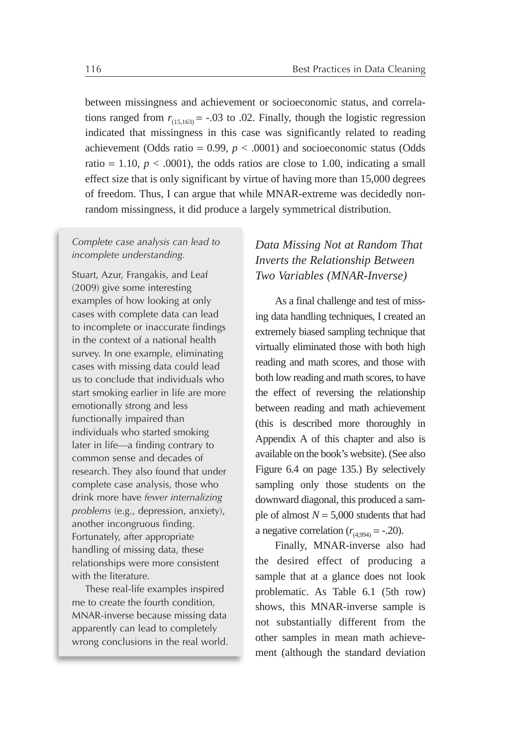between missingness and achievement or socioeconomic status, and correlations ranged from $r_{(15,163)} = -.03$ to .02. Finally, though the logistic regression indicated that missingness in this case was significantly related to reading achievement (Odds ratio = 0.99, $p < .0001$) and socioeconomic status (Odds ratio = 1.10, $p < .0001$), the odds ratios are close to 1.00, indicating a small effect size that is only significant by virtue of having more than 15,000 degrees of freedom. Thus, I can argue that while MNAR-extreme was decidedly nonrandom missingness, it did produce a largely symmetrical distribution.

> *Complete case analysis can lead to incomplete understanding.*
>
> Stuart, Azur, Frangakis, and Leaf (2009) give some interesting examples of how looking at only cases with complete data can lead to incomplete or inaccurate findings in the context of a national health survey. In one example, eliminating cases with missing data could lead us to conclude that individuals who start smoking earlier in life are more emotionally strong and less functionally impaired than individuals who started smoking later in life—a finding contrary to common sense and decades of research. They also found that under complete case analysis, those who drink more have *fewer internalizing problems* (e.g., depression, anxiety), another incongruous finding. Fortunately, after appropriate handling of missing data, these relationships were more consistent with the literature.
>
> These real-life examples inspired me to create the fourth condition, MNAR-inverse because missing data apparently can lead to completely wrong conclusions in the real world.

### *Data Missing Not at Random That Inverts the Relationship Between Two Variables (MNAR-Inverse)*

As a final challenge and test of missing data handling techniques, I created an extremely biased sampling technique that virtually eliminated those with both high reading and math scores, and those with both low reading and math scores, to have the effect of reversing the relationship between reading and math achievement (this is described more thoroughly in Appendix A of this chapter and also is available on the book's website). (See also Figure 6.4 on page 135.) By selectively sampling only those students on the downward diagonal, this produced a sample of almost $N = 5{,}000$ students that had a negative correlation ($r_{(4,994)} = -.20$).

Finally, MNAR-inverse also had the desired effect of producing a sample that at a glance does not look problematic. As Table 6.1 (5th row) shows, this MNAR-inverse sample is not substantially different from the other samples in mean math achievement (although the standard deviation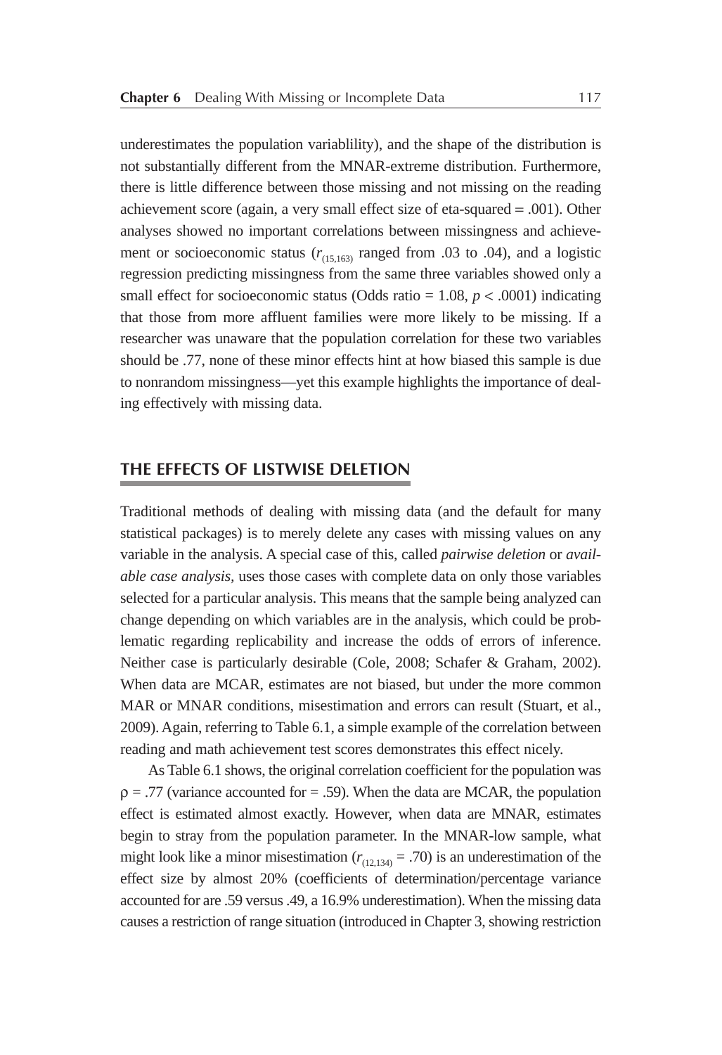underestimates the population variablility), and the shape of the distribution is not substantially different from the MNAR-extreme distribution. Furthermore, there is little difference between those missing and not missing on the reading achievement score (again, a very small effect size of eta-squared = .001). Other analyses showed no important correlations between missingness and achievement or socioeconomic status ($r_{(15,163)}$ ranged from .03 to .04), and a logistic regression predicting missingness from the same three variables showed only a small effect for socioeconomic status (Odds ratio = 1.08, $p < .0001$) indicating that those from more affluent families were more likely to be missing. If a researcher was unaware that the population correlation for these two variables should be .77, none of these minor effects hint at how biased this sample is due to nonrandom missingness—yet this example highlights the importance of dealing effectively with missing data.

## THE EFFECTS OF LISTWISE DELETION

Traditional methods of dealing with missing data (and the default for many statistical packages) is to merely delete any cases with missing values on any variable in the analysis. A special case of this, called *pairwise deletion* or *available case analysis,* uses those cases with complete data on only those variables selected for a particular analysis. This means that the sample being analyzed can change depending on which variables are in the analysis, which could be problematic regarding replicability and increase the odds of errors of inference. Neither case is particularly desirable (Cole, 2008; Schafer & Graham, 2002). When data are MCAR, estimates are not biased, but under the more common MAR or MNAR conditions, misestimation and errors can result (Stuart, et al., 2009). Again, referring to Table 6.1, a simple example of the correlation between reading and math achievement test scores demonstrates this effect nicely.

As Table 6.1 shows, the original correlation coefficient for the population was $\rho = .77$ (variance accounted for = .59). When the data are MCAR, the population effect is estimated almost exactly. However, when data are MNAR, estimates begin to stray from the population parameter. In the MNAR-low sample, what might look like a minor misestimation ($r_{(12,134)} = .70$) is an underestimation of the effect size by almost 20% (coefficients of determination/percentage variance accounted for are .59 versus .49, a 16.9% underestimation). When the missing data causes a restriction of range situation (introduced in Chapter 3, showing restriction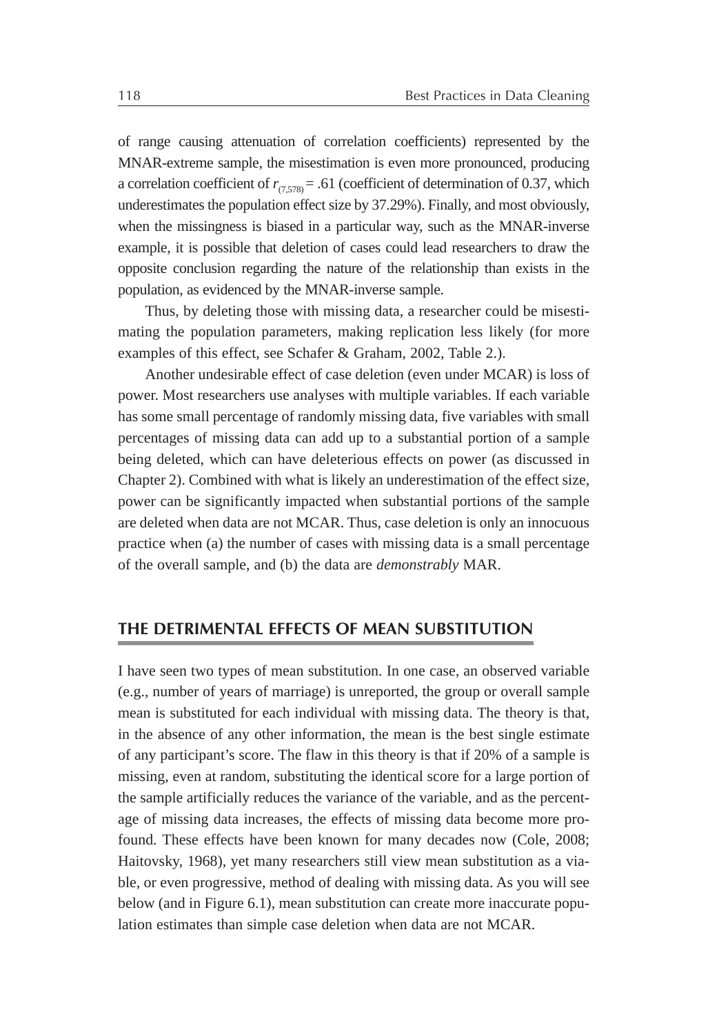of range causing attenuation of correlation coefficients) represented by the MNAR-extreme sample, the misestimation is even more pronounced, producing a correlation coefficient of $r_{(7,578)} = .61$ (coefficient of determination of 0.37, which underestimates the population effect size by 37.29%). Finally, and most obviously, when the missingness is biased in a particular way, such as the MNAR-inverse example, it is possible that deletion of cases could lead researchers to draw the opposite conclusion regarding the nature of the relationship than exists in the population, as evidenced by the MNAR-inverse sample.

Thus, by deleting those with missing data, a researcher could be misestimating the population parameters, making replication less likely (for more examples of this effect, see Schafer & Graham, 2002, Table 2.).

Another undesirable effect of case deletion (even under MCAR) is loss of power. Most researchers use analyses with multiple variables. If each variable has some small percentage of randomly missing data, five variables with small percentages of missing data can add up to a substantial portion of a sample being deleted, which can have deleterious effects on power (as discussed in Chapter 2). Combined with what is likely an underestimation of the effect size, power can be significantly impacted when substantial portions of the sample are deleted when data are not MCAR. Thus, case deletion is only an innocuous practice when (a) the number of cases with missing data is a small percentage of the overall sample, and (b) the data are *demonstrably* MAR.

## THE DETRIMENTAL EFFECTS OF MEAN SUBSTITUTION

I have seen two types of mean substitution. In one case, an observed variable (e.g., number of years of marriage) is unreported, the group or overall sample mean is substituted for each individual with missing data. The theory is that, in the absence of any other information, the mean is the best single estimate of any participant's score. The flaw in this theory is that if 20% of a sample is missing, even at random, substituting the identical score for a large portion of the sample artificially reduces the variance of the variable, and as the percentage of missing data increases, the effects of missing data become more profound. These effects have been known for many decades now (Cole, 2008; Haitovsky, 1968), yet many researchers still view mean substitution as a viable, or even progressive, method of dealing with missing data. As you will see below (and in Figure 6.1), mean substitution can create more inaccurate population estimates than simple case deletion when data are not MCAR.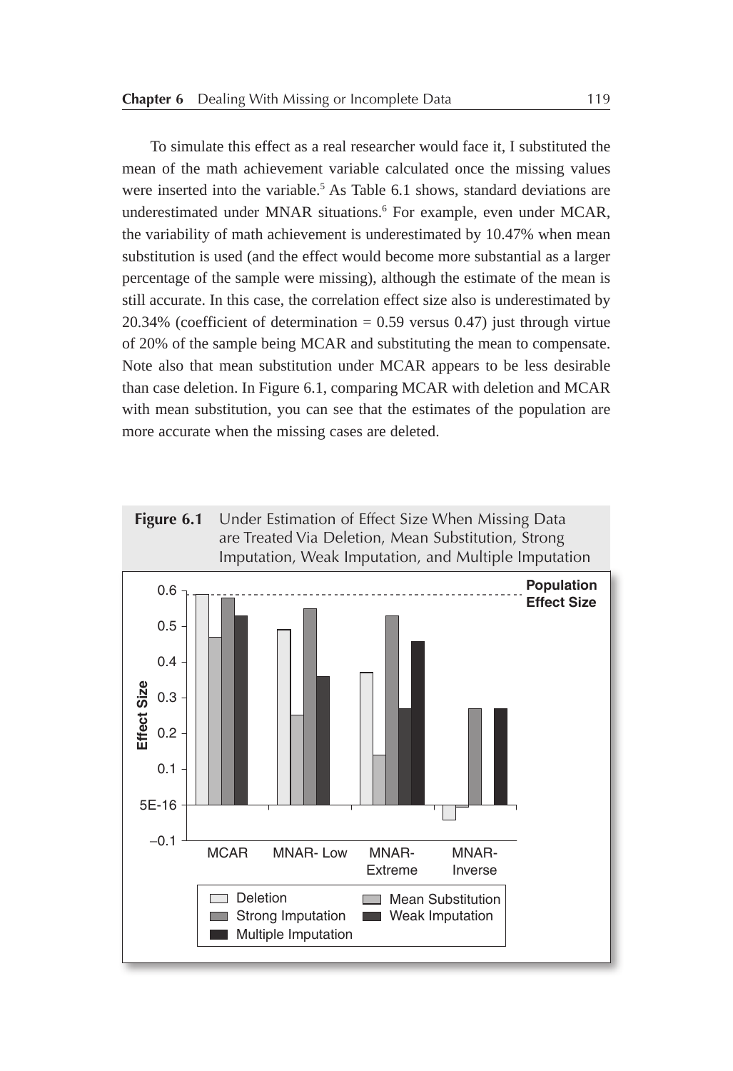To simulate this effect as a real researcher would face it, I substituted the mean of the math achievement variable calculated once the missing values were inserted into the variable.[5] As Table 6.1 shows, standard deviations are underestimated under MNAR situations.[6] For example, even under MCAR, the variability of math achievement is underestimated by 10.47% when mean substitution is used (and the effect would become more substantial as a larger percentage of the sample were missing), although the estimate of the mean is still accurate. In this case, the correlation effect size also is underestimated by 20.34% (coefficient of determination = 0.59 versus 0.47) just through virtue of 20% of the sample being MCAR and substituting the mean to compensate. Note also that mean substitution under MCAR appears to be less desirable than case deletion. In Figure 6.1, comparing MCAR with deletion and MCAR with mean substitution, you can see that the estimates of the population are more accurate when the missing cases are deleted.

**Figure 6.1** Under Estimation of Effect Size When Missing Data are Treated Via Deletion, Mean Substitution, Strong Imputation, Weak Imputation, and Multiple Imputation

Population Effect Size

Effect Size

0.6
0.5
0.4
0.3
0.2
0.1
5E-16
–0.1

MCAR
MNAR- Low
MNAR- Extreme
MNAR- Inverse

Deletion
Mean Substitution
Strong Imputation
Weak Imputation
Multiple Imputation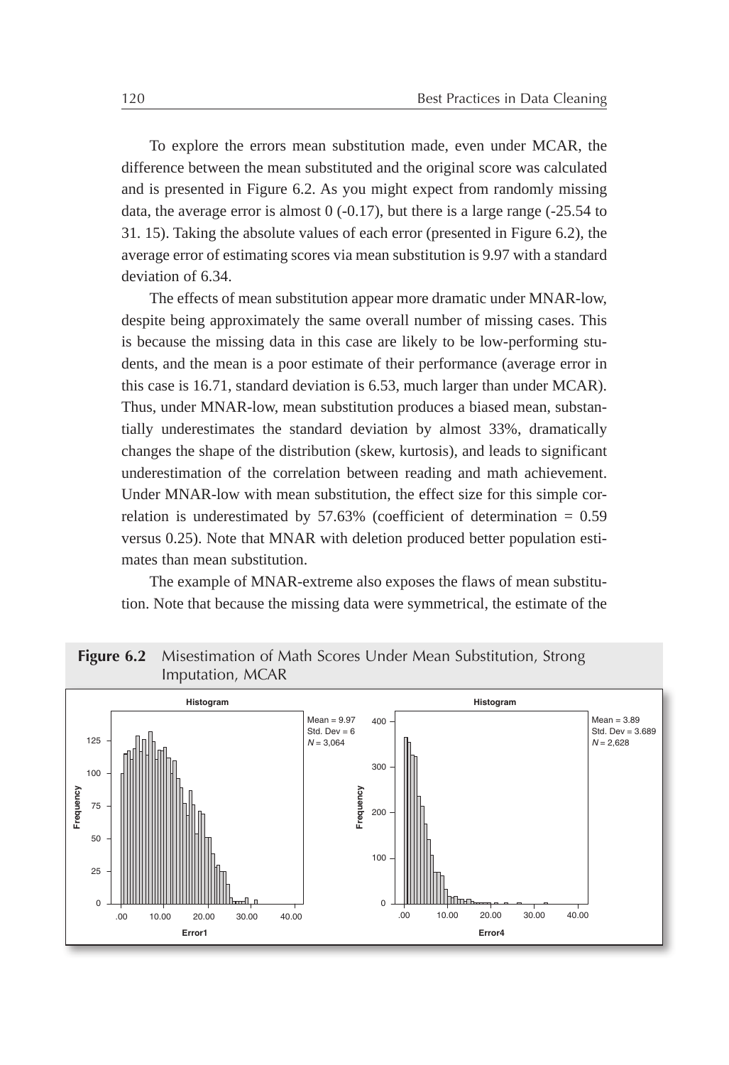To explore the errors mean substitution made, even under MCAR, the difference between the mean substituted and the original score was calculated and is presented in Figure 6.2. As you might expect from randomly missing data, the average error is almost 0 (-0.17), but there is a large range (-25.54 to 31. 15). Taking the absolute values of each error (presented in Figure 6.2), the average error of estimating scores via mean substitution is 9.97 with a standard deviation of 6.34.

The effects of mean substitution appear more dramatic under MNAR-low, despite being approximately the same overall number of missing cases. This is because the missing data in this case are likely to be low-performing students, and the mean is a poor estimate of their performance (average error in this case is 16.71, standard deviation is 6.53, much larger than under MCAR). Thus, under MNAR-low, mean substitution produces a biased mean, substantially underestimates the standard deviation by almost 33%, dramatically changes the shape of the distribution (skew, kurtosis), and leads to significant underestimation of the correlation between reading and math achievement. Under MNAR-low with mean substitution, the effect size for this simple correlation is underestimated by 57.63% (coefficient of determination = 0.59 versus 0.25). Note that MNAR with deletion produced better population estimates than mean substitution.

The example of MNAR-extreme also exposes the flaws of mean substitution. Note that because the missing data were symmetrical, the estimate of the

**Figure 6.2** Misestimation of Math Scores Under Mean Substitution, Strong Imputation, MCAR

Histogram: Error1 — Mean = 9.97, Std. Dev = 6, $N$ = 3,064

Histogram: Error4 — Mean = 3.89, Std. Dev = 3.689, $N$ = 2,628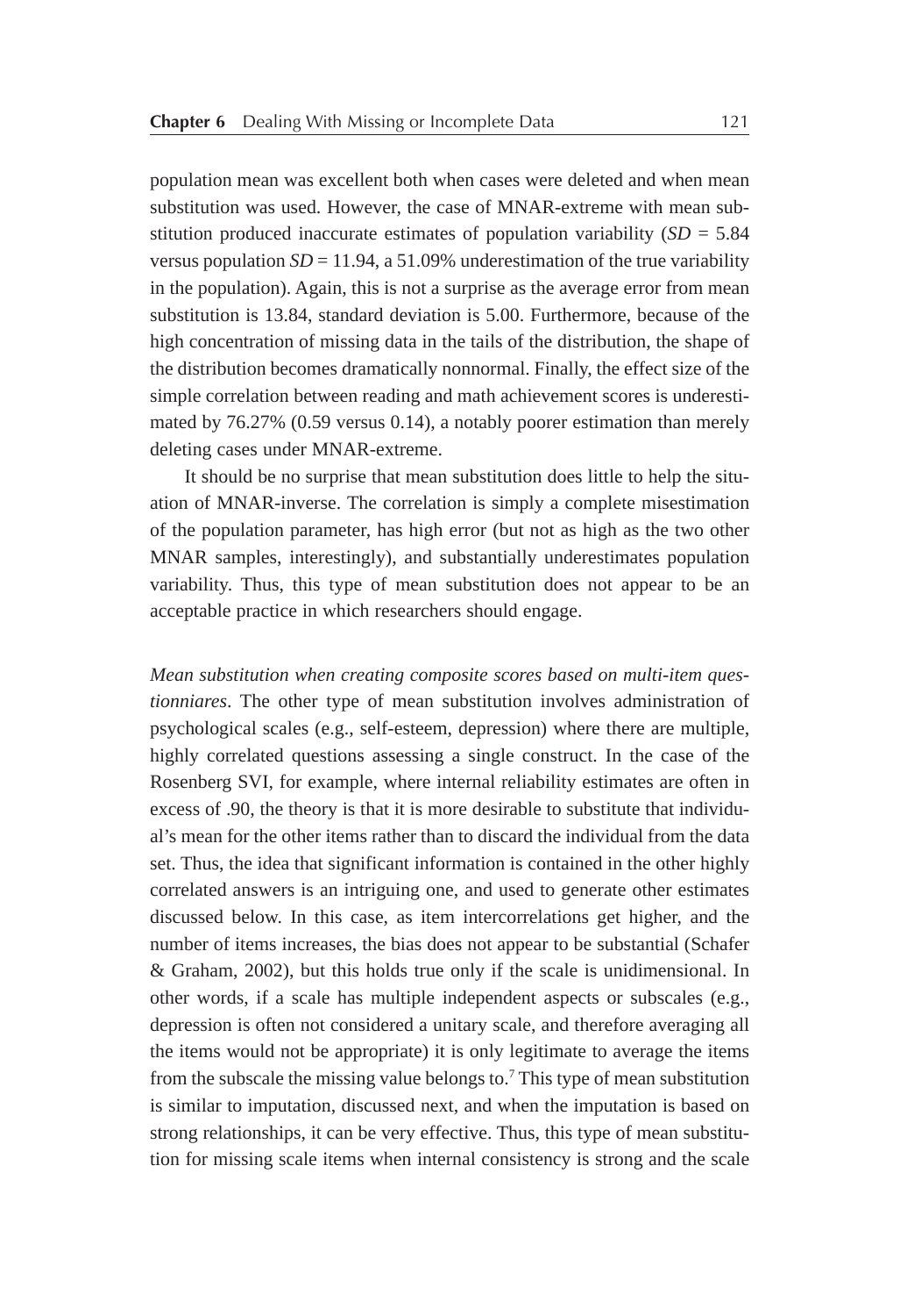population mean was excellent both when cases were deleted and when mean substitution was used. However, the case of MNAR-extreme with mean substitution produced inaccurate estimates of population variability ($SD$ = 5.84 versus population $SD$ = 11.94, a 51.09% underestimation of the true variability in the population). Again, this is not a surprise as the average error from mean substitution is 13.84, standard deviation is 5.00. Furthermore, because of the high concentration of missing data in the tails of the distribution, the shape of the distribution becomes dramatically nonnormal. Finally, the effect size of the simple correlation between reading and math achievement scores is underestimated by 76.27% (0.59 versus 0.14), a notably poorer estimation than merely deleting cases under MNAR-extreme.

It should be no surprise that mean substitution does little to help the situation of MNAR-inverse. The correlation is simply a complete misestimation of the population parameter, has high error (but not as high as the two other MNAR samples, interestingly), and substantially underestimates population variability. Thus, this type of mean substitution does not appear to be an acceptable practice in which researchers should engage.

*Mean substitution when creating composite scores based on multi-item questionniares*. The other type of mean substitution involves administration of psychological scales (e.g., self-esteem, depression) where there are multiple, highly correlated questions assessing a single construct. In the case of the Rosenberg SVI, for example, where internal reliability estimates are often in excess of .90, the theory is that it is more desirable to substitute that individual's mean for the other items rather than to discard the individual from the data set. Thus, the idea that significant information is contained in the other highly correlated answers is an intriguing one, and used to generate other estimates discussed below. In this case, as item intercorrelations get higher, and the number of items increases, the bias does not appear to be substantial (Schafer & Graham, 2002), but this holds true only if the scale is unidimensional. In other words, if a scale has multiple independent aspects or subscales (e.g., depression is often not considered a unitary scale, and therefore averaging all the items would not be appropriate) it is only legitimate to average the items from the subscale the missing value belongs to.[7] This type of mean substitution is similar to imputation, discussed next, and when the imputation is based on strong relationships, it can be very effective. Thus, this type of mean substitution for missing scale items when internal consistency is strong and the scale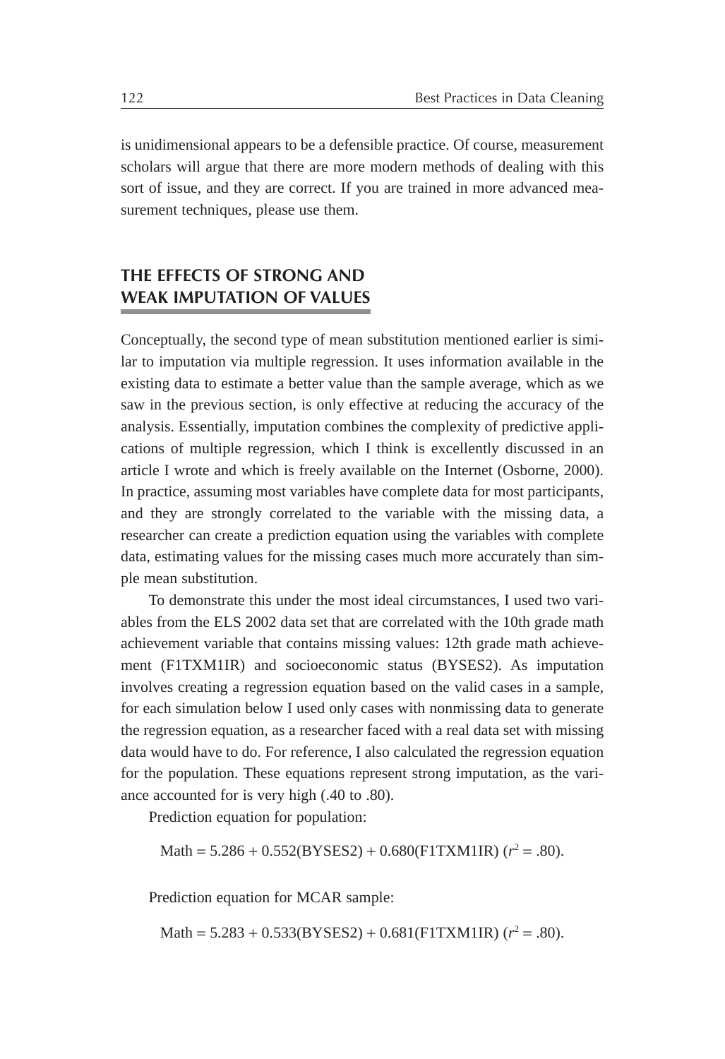is unidimensional appears to be a defensible practice. Of course, measurement scholars will argue that there are more modern methods of dealing with this sort of issue, and they are correct. If you are trained in more advanced measurement techniques, please use them.

## THE EFFECTS OF STRONG AND WEAK IMPUTATION OF VALUES

Conceptually, the second type of mean substitution mentioned earlier is similar to imputation via multiple regression. It uses information available in the existing data to estimate a better value than the sample average, which as we saw in the previous section, is only effective at reducing the accuracy of the analysis. Essentially, imputation combines the complexity of predictive applications of multiple regression, which I think is excellently discussed in an article I wrote and which is freely available on the Internet (Osborne, 2000). In practice, assuming most variables have complete data for most participants, and they are strongly correlated to the variable with the missing data, a researcher can create a prediction equation using the variables with complete data, estimating values for the missing cases much more accurately than simple mean substitution.

To demonstrate this under the most ideal circumstances, I used two variables from the ELS 2002 data set that are correlated with the 10th grade math achievement variable that contains missing values: 12th grade math achievement (F1TXM1IR) and socioeconomic status (BYSES2). As imputation involves creating a regression equation based on the valid cases in a sample, for each simulation below I used only cases with nonmissing data to generate the regression equation, as a researcher faced with a real data set with missing data would have to do. For reference, I also calculated the regression equation for the population. These equations represent strong imputation, as the variance accounted for is very high (.40 to .80).

Prediction equation for population:

$$\text{Math} = 5.286 + 0.552(\text{BYSES2}) + 0.680(\text{F1TXM1IR}) \; (r^2 = .80).$$

Prediction equation for MCAR sample:

$$\text{Math} = 5.283 + 0.533(\text{BYSES2}) + 0.681(\text{F1TXM1IR}) \; (r^2 = .80).$$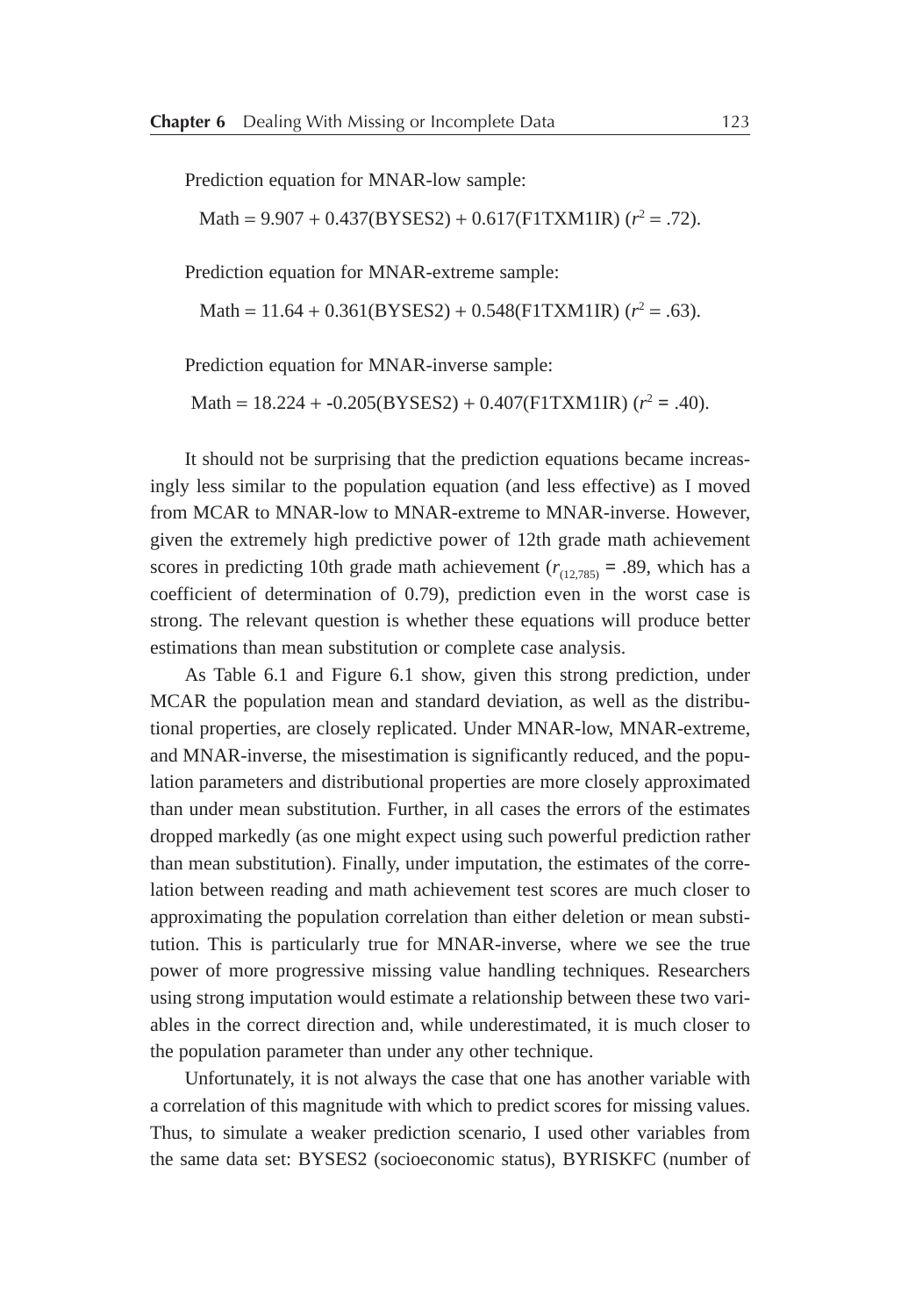Prediction equation for MNAR-low sample:

$$\text{Math} = 9.907 + 0.437(\text{BYSES2}) + 0.617(\text{F1TXM1IR})\ (r^2 = .72).$$

Prediction equation for MNAR-extreme sample:

$$\text{Math} = 11.64 + 0.361(\text{BYSES2}) + 0.548(\text{F1TXM1IR})\ (r^2 = .63).$$

Prediction equation for MNAR-inverse sample:

$$\text{Math} = 18.224 + -0.205(\text{BYSES2}) + 0.407(\text{F1TXM1IR})\ (r^2 = .40).$$

It should not be surprising that the prediction equations became increasingly less similar to the population equation (and less effective) as I moved from MCAR to MNAR-low to MNAR-extreme to MNAR-inverse. However, given the extremely high predictive power of 12th grade math achievement scores in predicting 10th grade math achievement ($r_{(12,785)} = .89$, which has a coefficient of determination of 0.79), prediction even in the worst case is strong. The relevant question is whether these equations will produce better estimations than mean substitution or complete case analysis.

As Table 6.1 and Figure 6.1 show, given this strong prediction, under MCAR the population mean and standard deviation, as well as the distributional properties, are closely replicated. Under MNAR-low, MNAR-extreme, and MNAR-inverse, the misestimation is significantly reduced, and the population parameters and distributional properties are more closely approximated than under mean substitution. Further, in all cases the errors of the estimates dropped markedly (as one might expect using such powerful prediction rather than mean substitution). Finally, under imputation, the estimates of the correlation between reading and math achievement test scores are much closer to approximating the population correlation than either deletion or mean substitution. This is particularly true for MNAR-inverse, where we see the true power of more progressive missing value handling techniques. Researchers using strong imputation would estimate a relationship between these two variables in the correct direction and, while underestimated, it is much closer to the population parameter than under any other technique.

Unfortunately, it is not always the case that one has another variable with a correlation of this magnitude with which to predict scores for missing values. Thus, to simulate a weaker prediction scenario, I used other variables from the same data set: BYSES2 (socioeconomic status), BYRISKFC (number of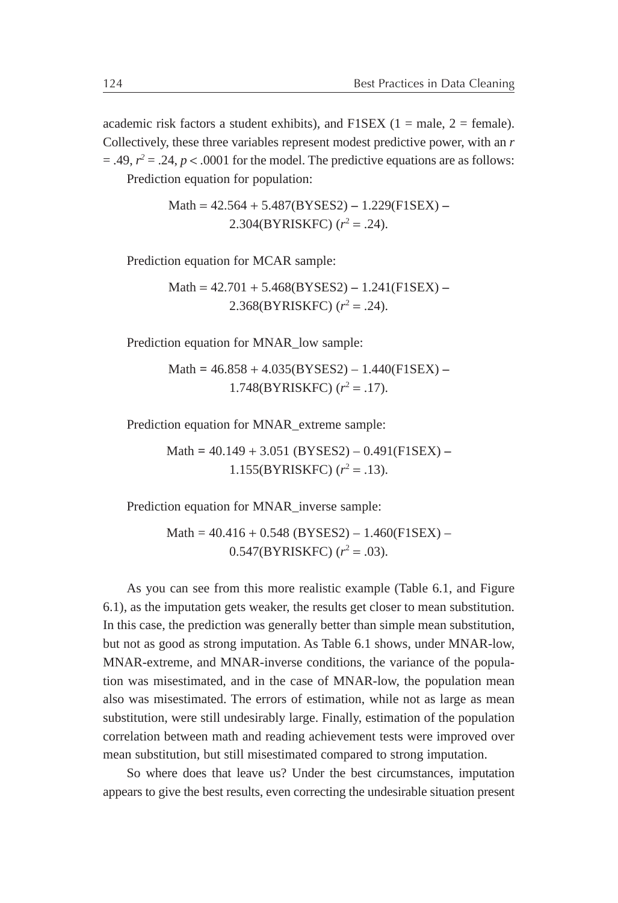academic risk factors a student exhibits), and F1SEX (1 = male, 2 = female). Collectively, these three variables represent modest predictive power, with an $r = .49$, $r^2 = .24$, $p < .0001$ for the model. The predictive equations are as follows:

Prediction equation for population:

$$\text{Math} = 42.564 + 5.487(\text{BYSES2}) - 1.229(\text{F1SEX}) - 2.304(\text{BYRISKFC}) \; (r^2 = .24).$$

Prediction equation for MCAR sample:

$$\text{Math} = 42.701 + 5.468(\text{BYSES2}) - 1.241(\text{F1SEX}) - 2.368(\text{BYRISKFC}) \; (r^2 = .24).$$

Prediction equation for MNAR_low sample:

$$\text{Math} = 46.858 + 4.035(\text{BYSES2}) - 1.440(\text{F1SEX}) - 1.748(\text{BYRISKFC}) \; (r^2 = .17).$$

Prediction equation for MNAR_extreme sample:

$$\text{Math} = 40.149 + 3.051\,(\text{BYSES2}) - 0.491(\text{F1SEX}) - 1.155(\text{BYRISKFC}) \; (r^2 = .13).$$

Prediction equation for MNAR_inverse sample:

$$\text{Math} = 40.416 + 0.548\,(\text{BYSES2}) - 1.460(\text{F1SEX}) - 0.547(\text{BYRISKFC}) \; (r^2 = .03).$$

As you can see from this more realistic example (Table 6.1, and Figure 6.1), as the imputation gets weaker, the results get closer to mean substitution. In this case, the prediction was generally better than simple mean substitution, but not as good as strong imputation. As Table 6.1 shows, under MNAR-low, MNAR-extreme, and MNAR-inverse conditions, the variance of the population was misestimated, and in the case of MNAR-low, the population mean also was misestimated. The errors of estimation, while not as large as mean substitution, were still undesirably large. Finally, estimation of the population correlation between math and reading achievement tests were improved over mean substitution, but still misestimated compared to strong imputation.

So where does that leave us? Under the best circumstances, imputation appears to give the best results, even correcting the undesirable situation present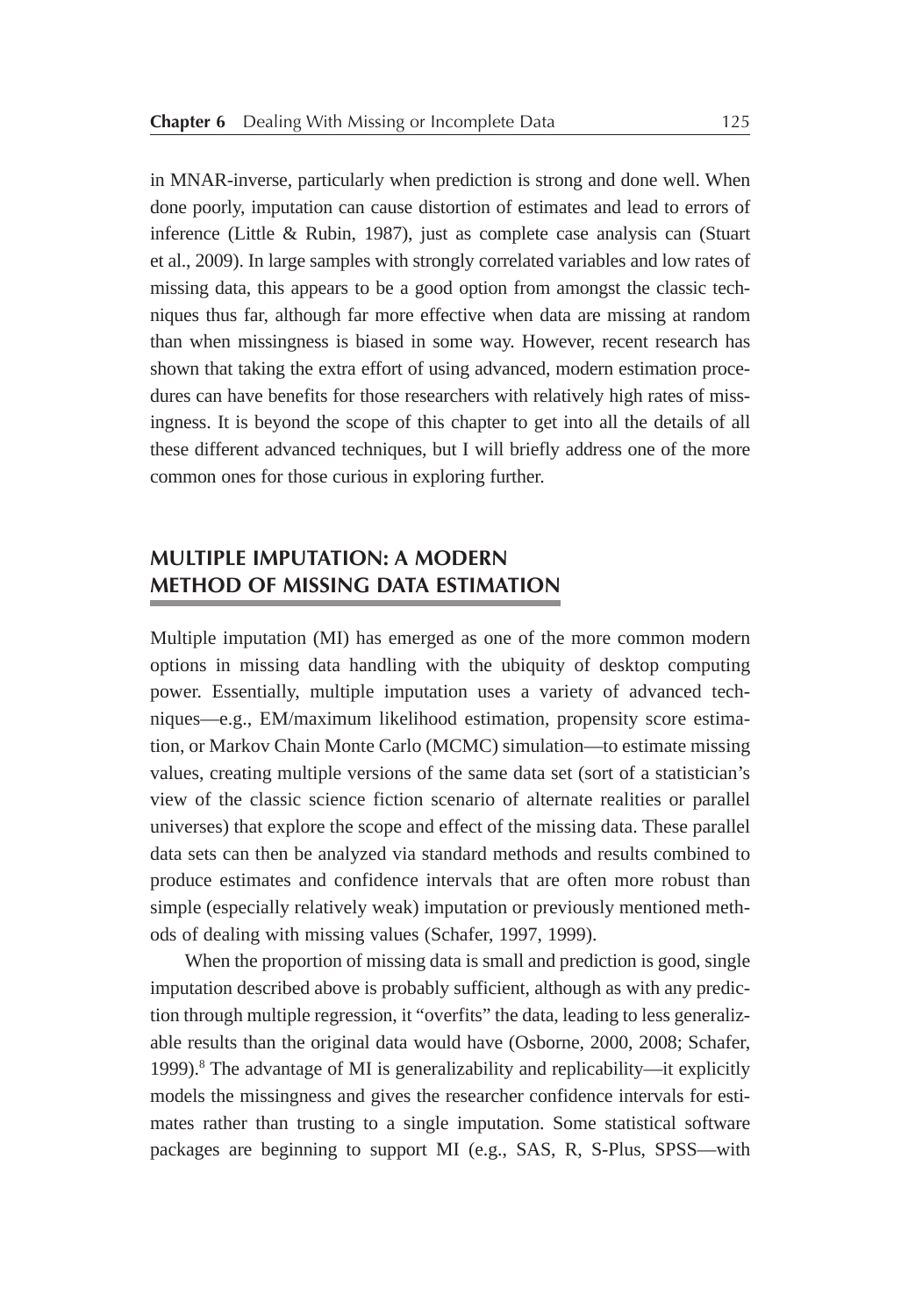in MNAR-inverse, particularly when prediction is strong and done well. When done poorly, imputation can cause distortion of estimates and lead to errors of inference (Little & Rubin, 1987), just as complete case analysis can (Stuart et al., 2009). In large samples with strongly correlated variables and low rates of missing data, this appears to be a good option from amongst the classic techniques thus far, although far more effective when data are missing at random than when missingness is biased in some way. However, recent research has shown that taking the extra effort of using advanced, modern estimation procedures can have benefits for those researchers with relatively high rates of missingness. It is beyond the scope of this chapter to get into all the details of all these different advanced techniques, but I will briefly address one of the more common ones for those curious in exploring further.

## MULTIPLE IMPUTATION: A MODERN METHOD OF MISSING DATA ESTIMATION

Multiple imputation (MI) has emerged as one of the more common modern options in missing data handling with the ubiquity of desktop computing power. Essentially, multiple imputation uses a variety of advanced techniques—e.g., EM/maximum likelihood estimation, propensity score estimation, or Markov Chain Monte Carlo (MCMC) simulation—to estimate missing values, creating multiple versions of the same data set (sort of a statistician's view of the classic science fiction scenario of alternate realities or parallel universes) that explore the scope and effect of the missing data. These parallel data sets can then be analyzed via standard methods and results combined to produce estimates and confidence intervals that are often more robust than simple (especially relatively weak) imputation or previously mentioned methods of dealing with missing values (Schafer, 1997, 1999).

When the proportion of missing data is small and prediction is good, single imputation described above is probably sufficient, although as with any prediction through multiple regression, it "overfits" the data, leading to less generalizable results than the original data would have (Osborne, 2000, 2008; Schafer, 1999).[8] The advantage of MI is generalizability and replicability—it explicitly models the missingness and gives the researcher confidence intervals for estimates rather than trusting to a single imputation. Some statistical software packages are beginning to support MI (e.g., SAS, R, S-Plus, SPSS—with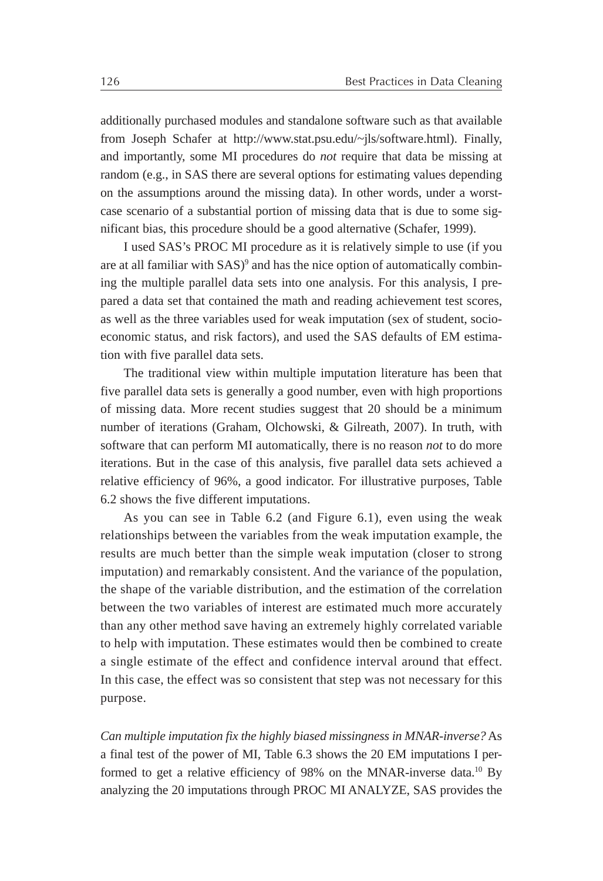additionally purchased modules and standalone software such as that available from Joseph Schafer at http://www.stat.psu.edu/~jls/software.html). Finally, and importantly, some MI procedures do *not* require that data be missing at random (e.g., in SAS there are several options for estimating values depending on the assumptions around the missing data). In other words, under a worst-case scenario of a substantial portion of missing data that is due to some significant bias, this procedure should be a good alternative (Schafer, 1999).

I used SAS's PROC MI procedure as it is relatively simple to use (if you are at all familiar with SAS)[9] and has the nice option of automatically combining the multiple parallel data sets into one analysis. For this analysis, I prepared a data set that contained the math and reading achievement test scores, as well as the three variables used for weak imputation (sex of student, socioeconomic status, and risk factors), and used the SAS defaults of EM estimation with five parallel data sets.

The traditional view within multiple imputation literature has been that five parallel data sets is generally a good number, even with high proportions of missing data. More recent studies suggest that 20 should be a minimum number of iterations (Graham, Olchowski, & Gilreath, 2007). In truth, with software that can perform MI automatically, there is no reason *not* to do more iterations. But in the case of this analysis, five parallel data sets achieved a relative efficiency of 96%, a good indicator. For illustrative purposes, Table 6.2 shows the five different imputations.

As you can see in Table 6.2 (and Figure 6.1), even using the weak relationships between the variables from the weak imputation example, the results are much better than the simple weak imputation (closer to strong imputation) and remarkably consistent. And the variance of the population, the shape of the variable distribution, and the estimation of the correlation between the two variables of interest are estimated much more accurately than any other method save having an extremely highly correlated variable to help with imputation. These estimates would then be combined to create a single estimate of the effect and confidence interval around that effect. In this case, the effect was so consistent that step was not necessary for this purpose.

*Can multiple imputation fix the highly biased missingness in MNAR-inverse?* As a final test of the power of MI, Table 6.3 shows the 20 EM imputations I performed to get a relative efficiency of 98% on the MNAR-inverse data.[10] By analyzing the 20 imputations through PROC MI ANALYZE, SAS provides the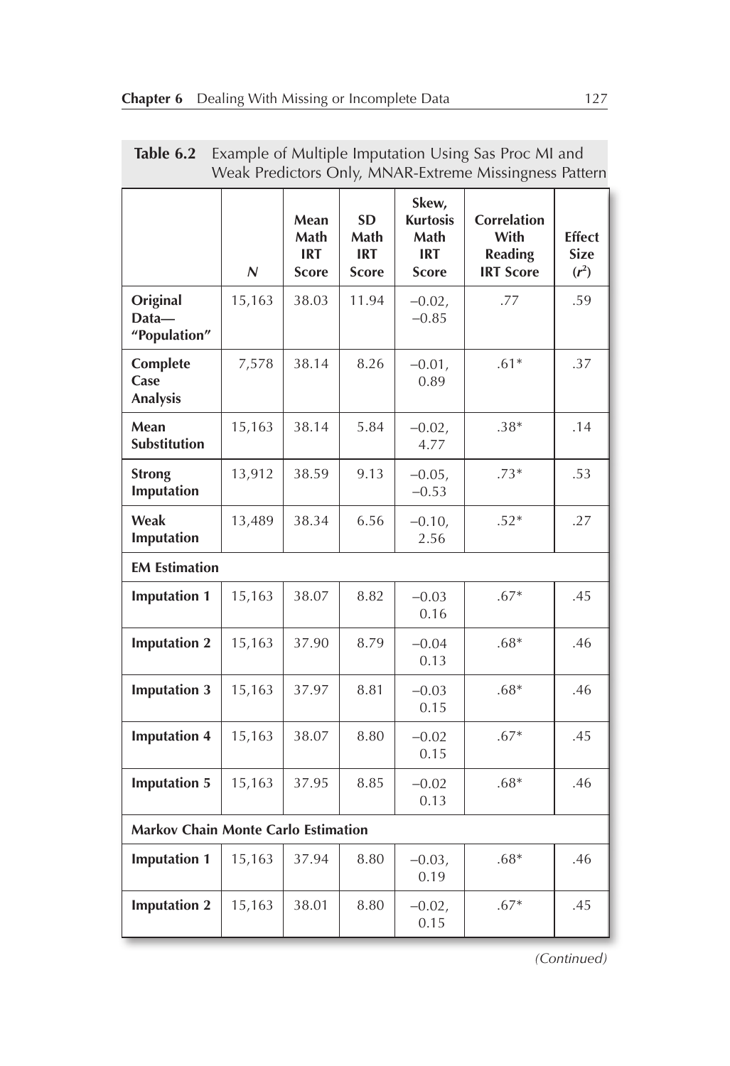**Table 6.2** Example of Multiple Imputation Using Sas Proc MI and Weak Predictors Only, MNAR-Extreme Missingness Pattern

| | $N$ | Mean Math IRT Score | SD Math IRT Score | Skew, Kurtosis Math IRT Score | Correlation With Reading IRT Score | Effect Size ($r^2$) |
|---|---|---|---|---|---|---|
| **Original Data—"Population"** | 15,163 | 38.03 | 11.94 | −0.02, −0.85 | .77 | .59 |
| **Complete Case Analysis** | 7,578 | 38.14 | 8.26 | −0.01, 0.89 | .61* | .37 |
| **Mean Substitution** | 15,163 | 38.14 | 5.84 | −0.02, 4.77 | .38* | .14 |
| **Strong Imputation** | 13,912 | 38.59 | 9.13 | −0.05, −0.53 | .73* | .53 |
| **Weak Imputation** | 13,489 | 38.34 | 6.56 | −0.10, 2.56 | .52* | .27 |
| **EM Estimation** | | | | | | |
| **Imputation 1** | 15,163 | 38.07 | 8.82 | −0.03 0.16 | .67* | .45 |
| **Imputation 2** | 15,163 | 37.90 | 8.79 | −0.04 0.13 | .68* | .46 |
| **Imputation 3** | 15,163 | 37.97 | 8.81 | −0.03 0.15 | .68* | .46 |
| **Imputation 4** | 15,163 | 38.07 | 8.80 | −0.02 0.15 | .67* | .45 |
| **Imputation 5** | 15,163 | 37.95 | 8.85 | −0.02 0.13 | .68* | .46 |
| **Markov Chain Monte Carlo Estimation** | | | | | | |
| **Imputation 1** | 15,163 | 37.94 | 8.80 | −0.03, 0.19 | .68* | .46 |
| **Imputation 2** | 15,163 | 38.01 | 8.80 | −0.02, 0.15 | .67* | .45 |

*(Continued)*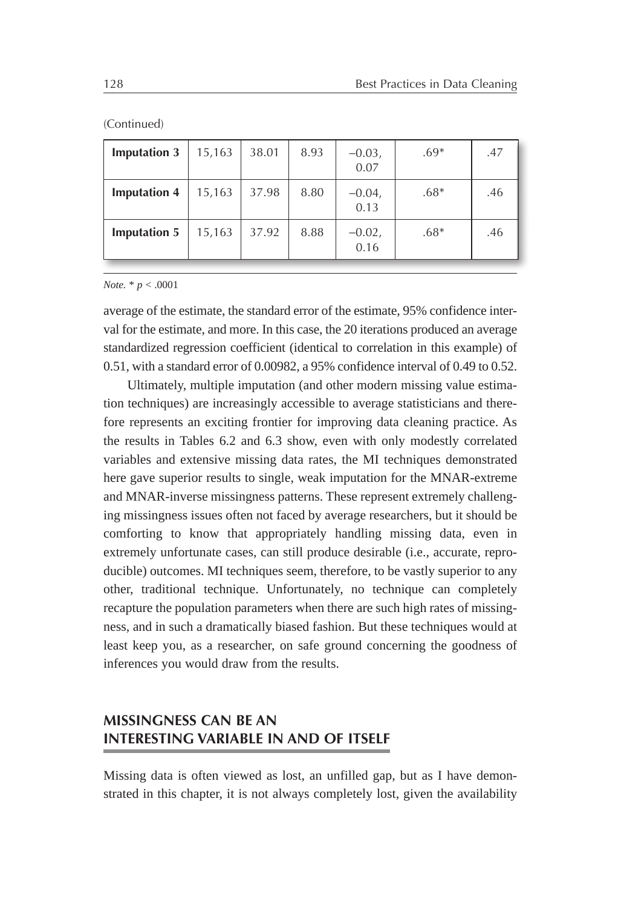(Continued)

| | | | | | | |
|---|---|---|---|---|---|---|
| **Imputation 3** | 15,163 | 38.01 | 8.93 | −0.03, 0.07 | .69* | .47 |
| **Imputation 4** | 15,163 | 37.98 | 8.80 | −0.04, 0.13 | .68* | .46 |
| **Imputation 5** | 15,163 | 37.92 | 8.88 | −0.02, 0.16 | .68* | .46 |

*Note.* * $p < .0001$

average of the estimate, the standard error of the estimate, 95% confidence interval for the estimate, and more. In this case, the 20 iterations produced an average standardized regression coefficient (identical to correlation in this example) of 0.51, with a standard error of 0.00982, a 95% confidence interval of 0.49 to 0.52.

Ultimately, multiple imputation (and other modern missing value estimation techniques) are increasingly accessible to average statisticians and therefore represents an exciting frontier for improving data cleaning practice. As the results in Tables 6.2 and 6.3 show, even with only modestly correlated variables and extensive missing data rates, the MI techniques demonstrated here gave superior results to single, weak imputation for the MNAR-extreme and MNAR-inverse missingness patterns. These represent extremely challenging missingness issues often not faced by average researchers, but it should be comforting to know that appropriately handling missing data, even in extremely unfortunate cases, can still produce desirable (i.e., accurate, reproducible) outcomes. MI techniques seem, therefore, to be vastly superior to any other, traditional technique. Unfortunately, no technique can completely recapture the population parameters when there are such high rates of missingness, and in such a dramatically biased fashion. But these techniques would at least keep you, as a researcher, on safe ground concerning the goodness of inferences you would draw from the results.

## MISSINGNESS CAN BE AN INTERESTING VARIABLE IN AND OF ITSELF

Missing data is often viewed as lost, an unfilled gap, but as I have demonstrated in this chapter, it is not always completely lost, given the availability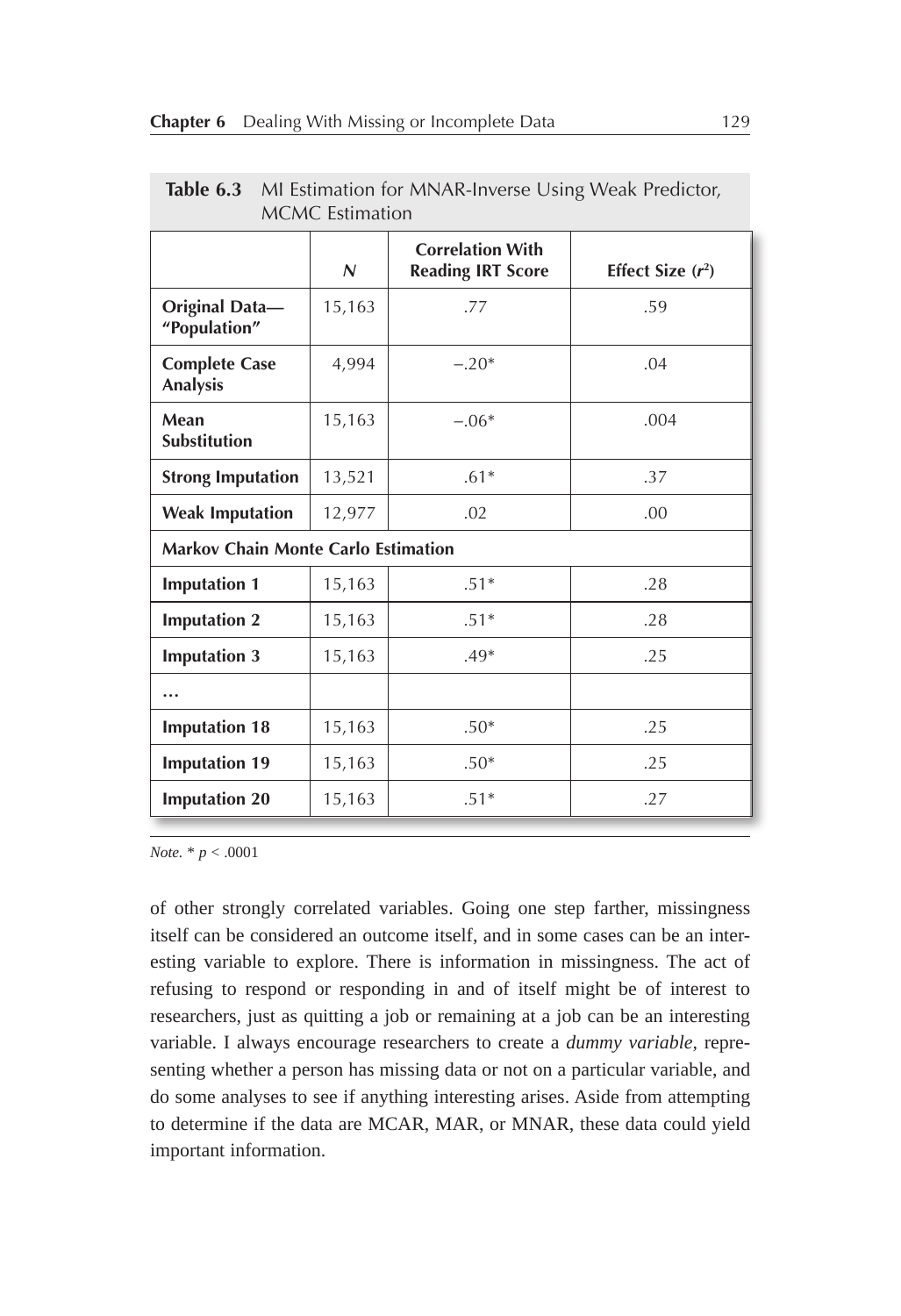**Table 6.3** MI Estimation for MNAR-Inverse Using Weak Predictor, MCMC Estimation

| | $N$ | Correlation With Reading IRT Score | Effect Size ($r^2$) |
|---|---|---|---|
| **Original Data—"Population"** | 15,163 | .77 | .59 |
| **Complete Case Analysis** | 4,994 | −.20* | .04 |
| **Mean Substitution** | 15,163 | −.06* | .004 |
| **Strong Imputation** | 13,521 | .61* | .37 |
| **Weak Imputation** | 12,977 | .02 | .00 |
| **Markov Chain Monte Carlo Estimation** | | | |
| **Imputation 1** | 15,163 | .51* | .28 |
| **Imputation 2** | 15,163 | .51* | .28 |
| **Imputation 3** | 15,163 | .49* | .25 |
| … | | | |
| **Imputation 18** | 15,163 | .50* | .25 |
| **Imputation 19** | 15,163 | .50* | .25 |
| **Imputation 20** | 15,163 | .51* | .27 |

*Note.* * $p < .0001$

of other strongly correlated variables. Going one step farther, missingness itself can be considered an outcome itself, and in some cases can be an interesting variable to explore. There is information in missingness. The act of refusing to respond or responding in and of itself might be of interest to researchers, just as quitting a job or remaining at a job can be an interesting variable. I always encourage researchers to create a *dummy variable,* representing whether a person has missing data or not on a particular variable, and do some analyses to see if anything interesting arises. Aside from attempting to determine if the data are MCAR, MAR, or MNAR, these data could yield important information.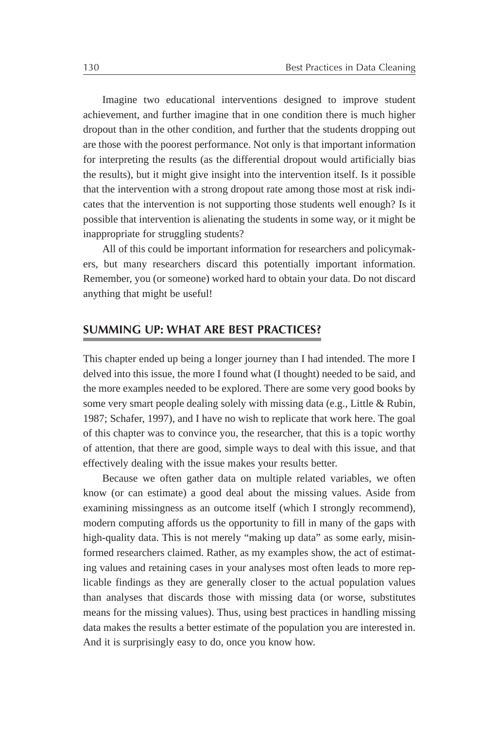Imagine two educational interventions designed to improve student achievement, and further imagine that in one condition there is much higher dropout than in the other condition, and further that the students dropping out are those with the poorest performance. Not only is that important information for interpreting the results (as the differential dropout would artificially bias the results), but it might give insight into the intervention itself. Is it possible that the intervention with a strong dropout rate among those most at risk indicates that the intervention is not supporting those students well enough? Is it possible that intervention is alienating the students in some way, or it might be inappropriate for struggling students?

All of this could be important information for researchers and policymakers, but many researchers discard this potentially important information. Remember, you (or someone) worked hard to obtain your data. Do not discard anything that might be useful!

## SUMMING UP: WHAT ARE BEST PRACTICES?

This chapter ended up being a longer journey than I had intended. The more I delved into this issue, the more I found what (I thought) needed to be said, and the more examples needed to be explored. There are some very good books by some very smart people dealing solely with missing data (e.g., Little & Rubin, 1987; Schafer, 1997), and I have no wish to replicate that work here. The goal of this chapter was to convince you, the researcher, that this is a topic worthy of attention, that there are good, simple ways to deal with this issue, and that effectively dealing with the issue makes your results better.

Because we often gather data on multiple related variables, we often know (or can estimate) a good deal about the missing values. Aside from examining missingness as an outcome itself (which I strongly recommend), modern computing affords us the opportunity to fill in many of the gaps with high-quality data. This is not merely "making up data" as some early, misinformed researchers claimed. Rather, as my examples show, the act of estimating values and retaining cases in your analyses most often leads to more replicable findings as they are generally closer to the actual population values than analyses that discards those with missing data (or worse, substitutes means for the missing values). Thus, using best practices in handling missing data makes the results a better estimate of the population you are interested in. And it is surprisingly easy to do, once you know how.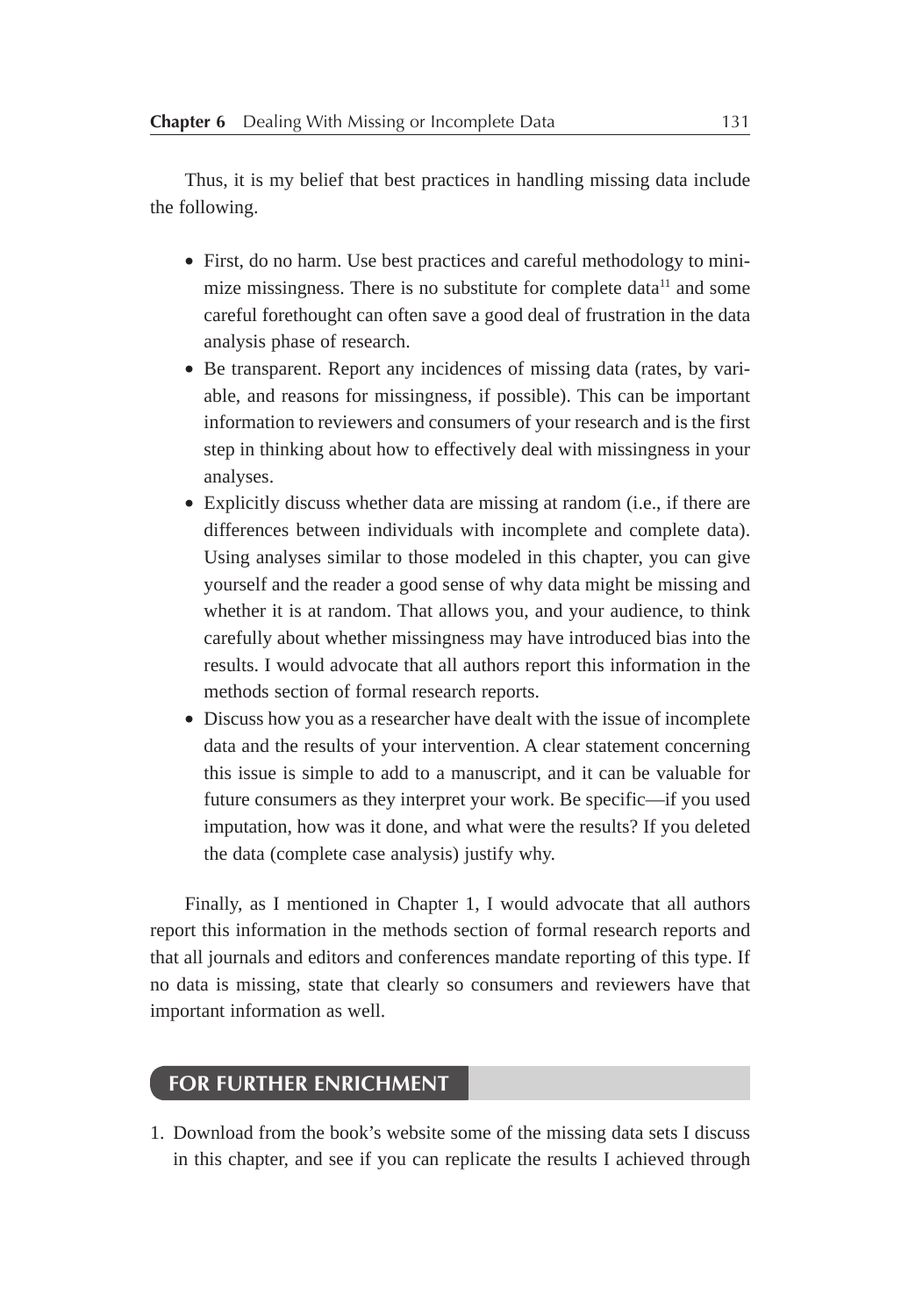Thus, it is my belief that best practices in handling missing data include the following.

- First, do no harm. Use best practices and careful methodology to minimize missingness. There is no substitute for complete data[11] and some careful forethought can often save a good deal of frustration in the data analysis phase of research.
- Be transparent. Report any incidences of missing data (rates, by variable, and reasons for missingness, if possible). This can be important information to reviewers and consumers of your research and is the first step in thinking about how to effectively deal with missingness in your analyses.
- Explicitly discuss whether data are missing at random (i.e., if there are differences between individuals with incomplete and complete data). Using analyses similar to those modeled in this chapter, you can give yourself and the reader a good sense of why data might be missing and whether it is at random. That allows you, and your audience, to think carefully about whether missingness may have introduced bias into the results. I would advocate that all authors report this information in the methods section of formal research reports.
- Discuss how you as a researcher have dealt with the issue of incomplete data and the results of your intervention. A clear statement concerning this issue is simple to add to a manuscript, and it can be valuable for future consumers as they interpret your work. Be specific—if you used imputation, how was it done, and what were the results? If you deleted the data (complete case analysis) justify why.

Finally, as I mentioned in Chapter 1, I would advocate that all authors report this information in the methods section of formal research reports and that all journals and editors and conferences mandate reporting of this type. If no data is missing, state that clearly so consumers and reviewers have that important information as well.

## FOR FURTHER ENRICHMENT

1. Download from the book's website some of the missing data sets I discuss in this chapter, and see if you can replicate the results I achieved through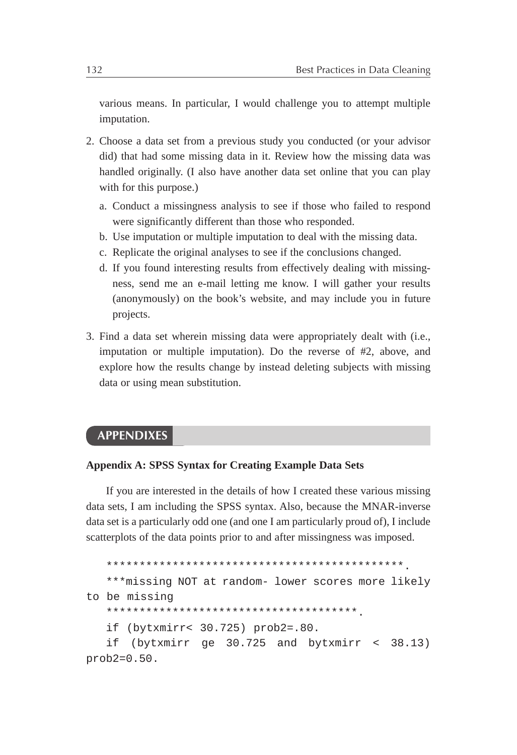various means. In particular, I would challenge you to attempt multiple imputation.

2. Choose a data set from a previous study you conducted (or your advisor did) that had some missing data in it. Review how the missing data was handled originally. (I also have another data set online that you can play with for this purpose.)
   a. Conduct a missingness analysis to see if those who failed to respond were significantly different than those who responded.
   b. Use imputation or multiple imputation to deal with the missing data.
   c. Replicate the original analyses to see if the conclusions changed.
   d. If you found interesting results from effectively dealing with missingness, send me an e-mail letting me know. I will gather your results (anonymously) on the book's website, and may include you in future projects.
3. Find a data set wherein missing data were appropriately dealt with (i.e., imputation or multiple imputation). Do the reverse of #2, above, and explore how the results change by instead deleting subjects with missing data or using mean substitution.

## APPENDIXES

### Appendix A: SPSS Syntax for Creating Example Data Sets

If you are interested in the details of how I created these various missing data sets, I am including the SPSS syntax. Also, because the MNAR-inverse data set is a particularly odd one (and one I am particularly proud of), I include scatterplots of the data points prior to and after missingness was imposed.

```
*********************************************.
***missing NOT at random- lower scores more likely to be missing
*************************************.
if (bytxmirr< 30.725) prob2=.80.
if (bytxmirr ge 30.725 and bytxmirr < 38.13) prob2=0.50.
```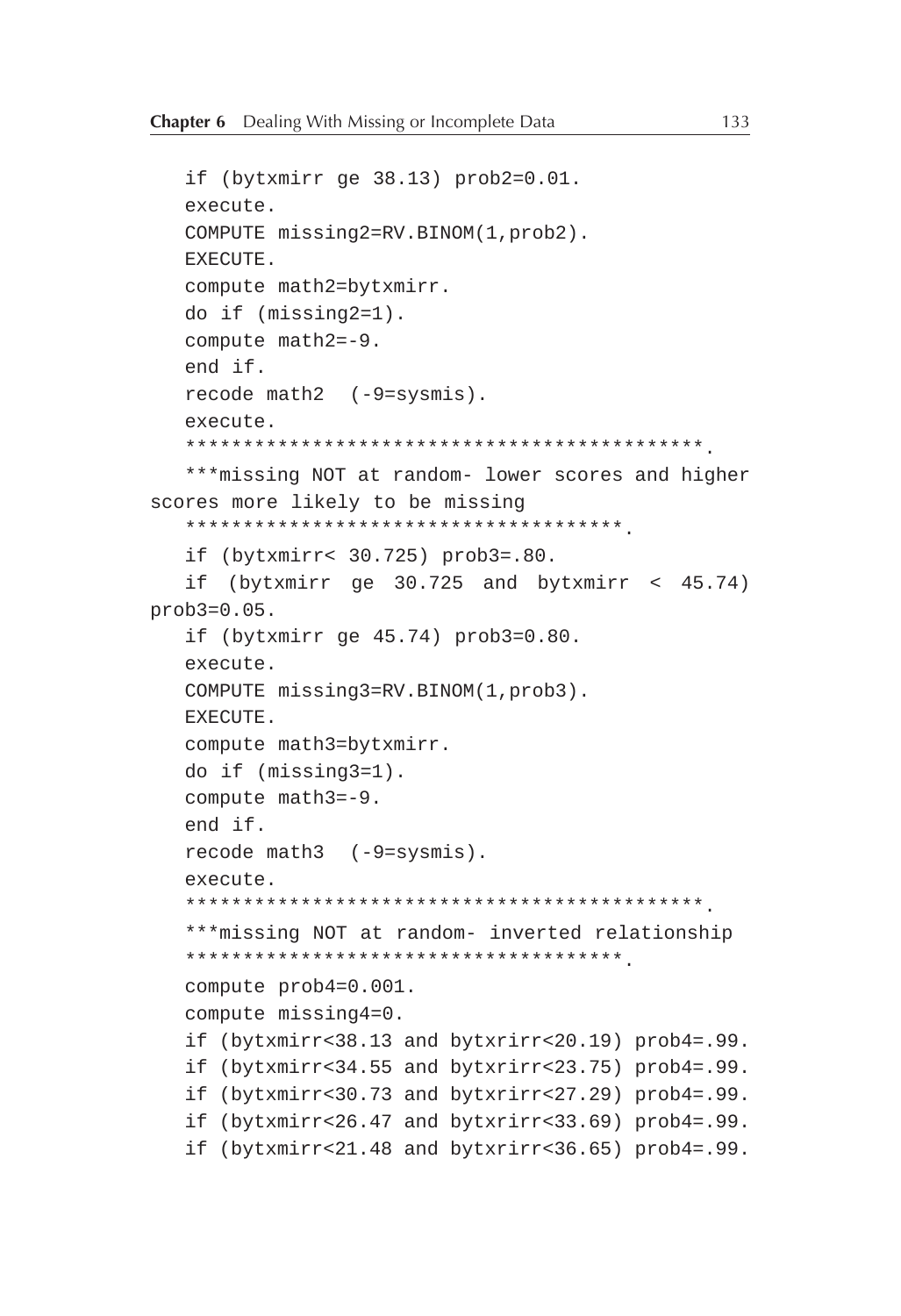```
if (bytxmirr ge 38.13) prob2=0.01.
execute.
COMPUTE missing2=RV.BINOM(1,prob2).
EXECUTE.
compute math2=bytxmirr.
do if (missing2=1).
compute math2=-9.
end if.
recode math2  (-9=sysmis).
execute.
*********************************************.
***missing NOT at random- lower scores and higher
scores more likely to be missing
*************************************.
if (bytxmirr< 30.725) prob3=.80.
if  (bytxmirr  ge  30.725  and  bytxmirr  <  45.74)
prob3=0.05.
if (bytxmirr ge 45.74) prob3=0.80.
execute.
COMPUTE missing3=RV.BINOM(1,prob3).
EXECUTE.
compute math3=bytxmirr.
do if (missing3=1).
compute math3=-9.
end if.
recode math3  (-9=sysmis).
execute.
*********************************************.
***missing NOT at random- inverted relationship
*************************************.
compute prob4=0.001.
compute missing4=0.
if (bytxmirr<38.13 and bytxrirr<20.19) prob4=.99.
if (bytxmirr<34.55 and bytxrirr<23.75) prob4=.99.
if (bytxmirr<30.73 and bytxrirr<27.29) prob4=.99.
if (bytxmirr<26.47 and bytxrirr<33.69) prob4=.99.
if (bytxmirr<21.48 and bytxrirr<36.65) prob4=.99.
```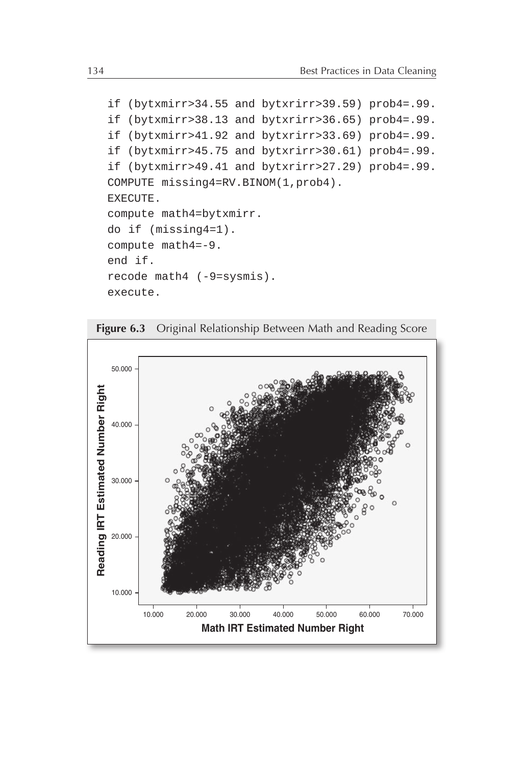```
if (bytxmirr>34.55 and bytxrirr>39.59) prob4=.99.
if (bytxmirr>38.13 and bytxrirr>36.65) prob4=.99.
if (bytxmirr>41.92 and bytxrirr>33.69) prob4=.99.
if (bytxmirr>45.75 and bytxrirr>30.61) prob4=.99.
if (bytxmirr>49.41 and bytxrirr>27.29) prob4=.99.
COMPUTE missing4=RV.BINOM(1,prob4).
EXECUTE.
compute math4=bytxmirr.
do if (missing4=1).
compute math4=-9.
end if.
recode math4 (-9=sysmis).
execute.
```

**Figure 6.3** Original Relationship Between Math and Reading Score

Reading IRT Estimated Number Right

50.000
40.000
30.000
20.000
10.000

10.000 20.000 30.000 40.000 50.000 60.000 70.000

Math IRT Estimated Number Right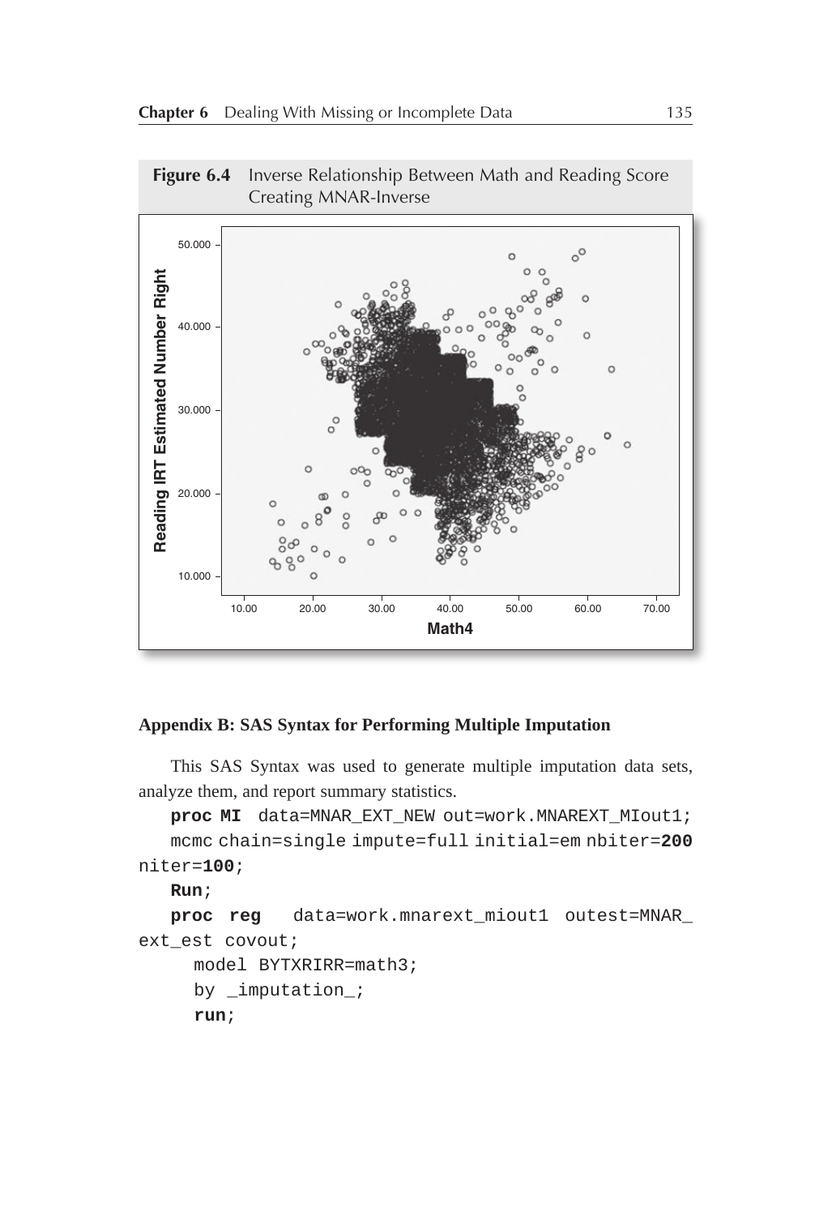Figure 6.4 Inverse Relationship Between Math and Reading Score Creating MNAR-Inverse

Reading IRT Estimated Number Right

50.000
40.000
30.000
20.000
10.000

10.00 20.00 30.00 40.00 50.00 60.00 70.00

Math4

## Appendix B: SAS Syntax for Performing Multiple Imputation

This SAS Syntax was used to generate multiple imputation data sets, analyze them, and report summary statistics.

```
proc MI data=MNAR_EXT_NEW out=work.MNAREXT_MIout1;
mcmc chain=single impute=full initial=em nbiter=200
niter=100;
Run;
proc reg data=work.mnarext_miout1 outest=MNAR_
ext_est covout;
   model BYTXRIRR=math3;
   by _imputation_;
   run;
```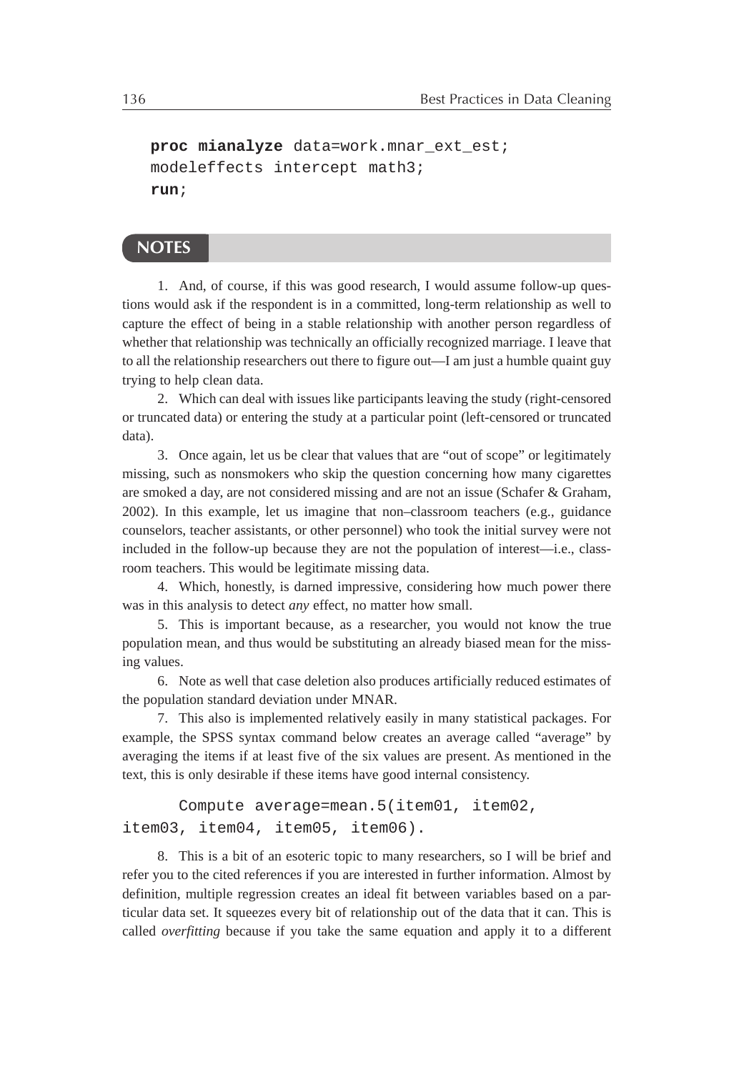```
proc mianalyze data=work.mnar_ext_est;
modeleffects intercept math3;
run;
```

## NOTES

1. And, of course, if this was good research, I would assume follow-up questions would ask if the respondent is in a committed, long-term relationship as well to capture the effect of being in a stable relationship with another person regardless of whether that relationship was technically an officially recognized marriage. I leave that to all the relationship researchers out there to figure out—I am just a humble quaint guy trying to help clean data.

2. Which can deal with issues like participants leaving the study (right-censored or truncated data) or entering the study at a particular point (left-censored or truncated data).

3. Once again, let us be clear that values that are "out of scope" or legitimately missing, such as nonsmokers who skip the question concerning how many cigarettes are smoked a day, are not considered missing and are not an issue (Schafer & Graham, 2002). In this example, let us imagine that non–classroom teachers (e.g., guidance counselors, teacher assistants, or other personnel) who took the initial survey were not included in the follow-up because they are not the population of interest—i.e., classroom teachers. This would be legitimate missing data.

4. Which, honestly, is darned impressive, considering how much power there was in this analysis to detect *any* effect, no matter how small.

5. This is important because, as a researcher, you would not know the true population mean, and thus would be substituting an already biased mean for the missing values.

6. Note as well that case deletion also produces artificially reduced estimates of the population standard deviation under MNAR.

7. This also is implemented relatively easily in many statistical packages. For example, the SPSS syntax command below creates an average called "average" by averaging the items if at least five of the six values are present. As mentioned in the text, this is only desirable if these items have good internal consistency.

```
Compute average=mean.5(item01, item02, item03, item04, item05, item06).
```

8. This is a bit of an esoteric topic to many researchers, so I will be brief and refer you to the cited references if you are interested in further information. Almost by definition, multiple regression creates an ideal fit between variables based on a particular data set. It squeezes every bit of relationship out of the data that it can. This is called *overfitting* because if you take the same equation and apply it to a different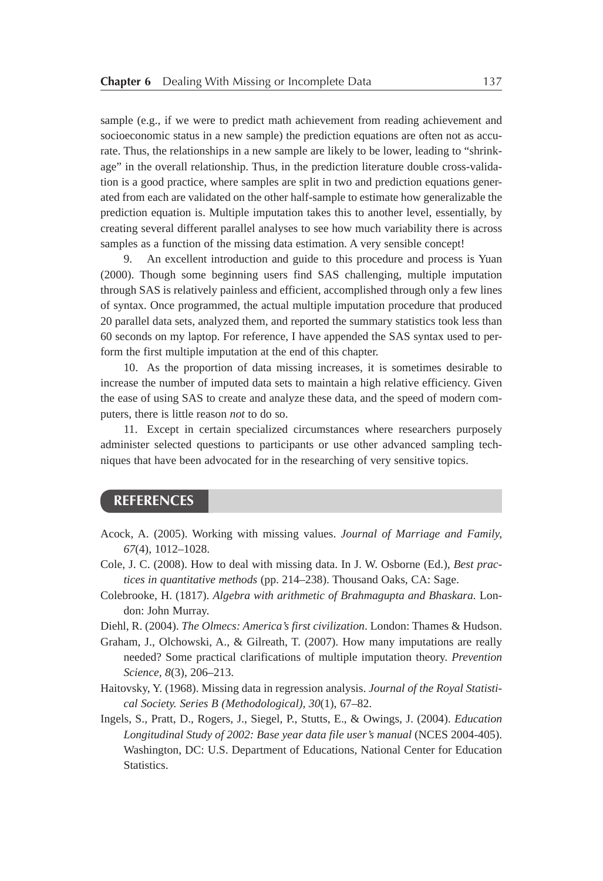sample (e.g., if we were to predict math achievement from reading achievement and socioeconomic status in a new sample) the prediction equations are often not as accurate. Thus, the relationships in a new sample are likely to be lower, leading to "shrinkage" in the overall relationship. Thus, in the prediction literature double cross-validation is a good practice, where samples are split in two and prediction equations generated from each are validated on the other half-sample to estimate how generalizable the prediction equation is. Multiple imputation takes this to another level, essentially, by creating several different parallel analyses to see how much variability there is across samples as a function of the missing data estimation. A very sensible concept!

9. An excellent introduction and guide to this procedure and process is Yuan (2000). Though some beginning users find SAS challenging, multiple imputation through SAS is relatively painless and efficient, accomplished through only a few lines of syntax. Once programmed, the actual multiple imputation procedure that produced 20 parallel data sets, analyzed them, and reported the summary statistics took less than 60 seconds on my laptop. For reference, I have appended the SAS syntax used to perform the first multiple imputation at the end of this chapter.

10. As the proportion of data missing increases, it is sometimes desirable to increase the number of imputed data sets to maintain a high relative efficiency. Given the ease of using SAS to create and analyze these data, and the speed of modern computers, there is little reason *not* to do so.

11. Except in certain specialized circumstances where researchers purposely administer selected questions to participants or use other advanced sampling techniques that have been advocated for in the researching of very sensitive topics.

## REFERENCES

Acock, A. (2005). Working with missing values. *Journal of Marriage and Family, 67*(4), 1012–1028.

Cole, J. C. (2008). How to deal with missing data. In J. W. Osborne (Ed.), *Best practices in quantitative methods* (pp. 214–238). Thousand Oaks, CA: Sage.

Colebrooke, H. (1817). *Algebra with arithmetic of Brahmagupta and Bhaskara*. London: John Murray.

Diehl, R. (2004). *The Olmecs: America's first civilization*. London: Thames & Hudson.

Graham, J., Olchowski, A., & Gilreath, T. (2007). How many imputations are really needed? Some practical clarifications of multiple imputation theory. *Prevention Science, 8*(3), 206–213.

Haitovsky, Y. (1968). Missing data in regression analysis. *Journal of the Royal Statistical Society. Series B (Methodological), 30*(1), 67–82.

Ingels, S., Pratt, D., Rogers, J., Siegel, P., Stutts, E., & Owings, J. (2004). *Education Longitudinal Study of 2002: Base year data file user's manual* (NCES 2004-405). Washington, DC: U.S. Department of Educations, National Center for Education Statistics.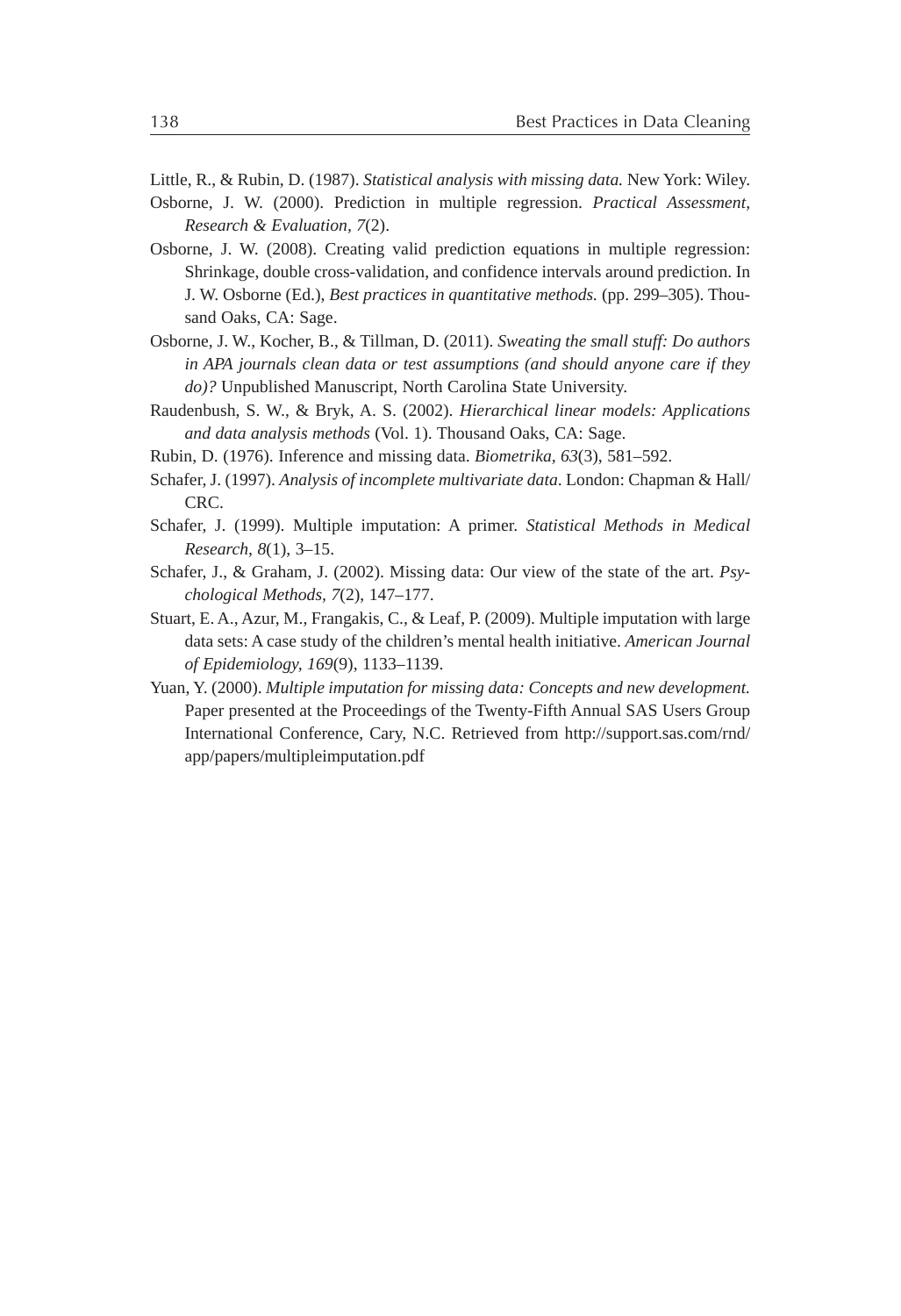Little, R., & Rubin, D. (1987). *Statistical analysis with missing data.* New York: Wiley.

Osborne, J. W. (2000). Prediction in multiple regression. *Practical Assessment, Research & Evaluation, 7*(2).

Osborne, J. W. (2008). Creating valid prediction equations in multiple regression: Shrinkage, double cross-validation, and confidence intervals around prediction. In J. W. Osborne (Ed.), *Best practices in quantitative methods.* (pp. 299–305). Thousand Oaks, CA: Sage.

Osborne, J. W., Kocher, B., & Tillman, D. (2011). *Sweating the small stuff: Do authors in APA journals clean data or test assumptions (and should anyone care if they do)?* Unpublished Manuscript, North Carolina State University.

Raudenbush, S. W., & Bryk, A. S. (2002). *Hierarchical linear models: Applications and data analysis methods* (Vol. 1). Thousand Oaks, CA: Sage.

Rubin, D. (1976). Inference and missing data. *Biometrika, 63*(3), 581–592.

Schafer, J. (1997). *Analysis of incomplete multivariate data*. London: Chapman & Hall/CRC.

Schafer, J. (1999). Multiple imputation: A primer. *Statistical Methods in Medical Research, 8*(1), 3–15.

Schafer, J., & Graham, J. (2002). Missing data: Our view of the state of the art. *Psychological Methods, 7*(2), 147–177.

Stuart, E. A., Azur, M., Frangakis, C., & Leaf, P. (2009). Multiple imputation with large data sets: A case study of the children's mental health initiative. *American Journal of Epidemiology, 169*(9), 1133–1139.

Yuan, Y. (2000). *Multiple imputation for missing data: Concepts and new development.* Paper presented at the Proceedings of the Twenty-Fifth Annual SAS Users Group International Conference, Cary, N.C. Retrieved from http://support.sas.com/rnd/app/papers/multipleimputation.pdf